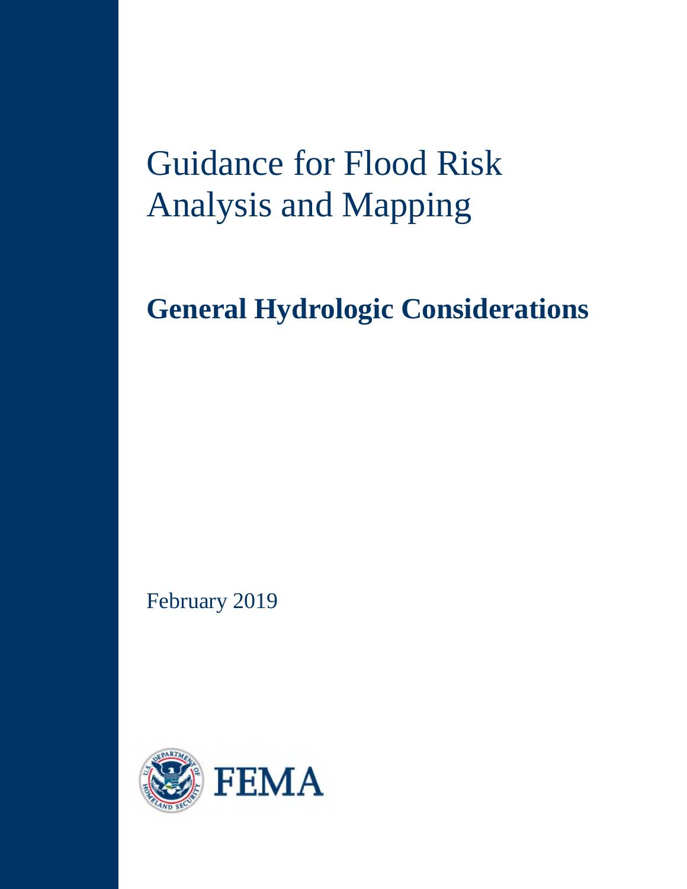# Guidance for Flood Risk Analysis and Mapping

## General Hydrologic Considerations

February 2019

FEMA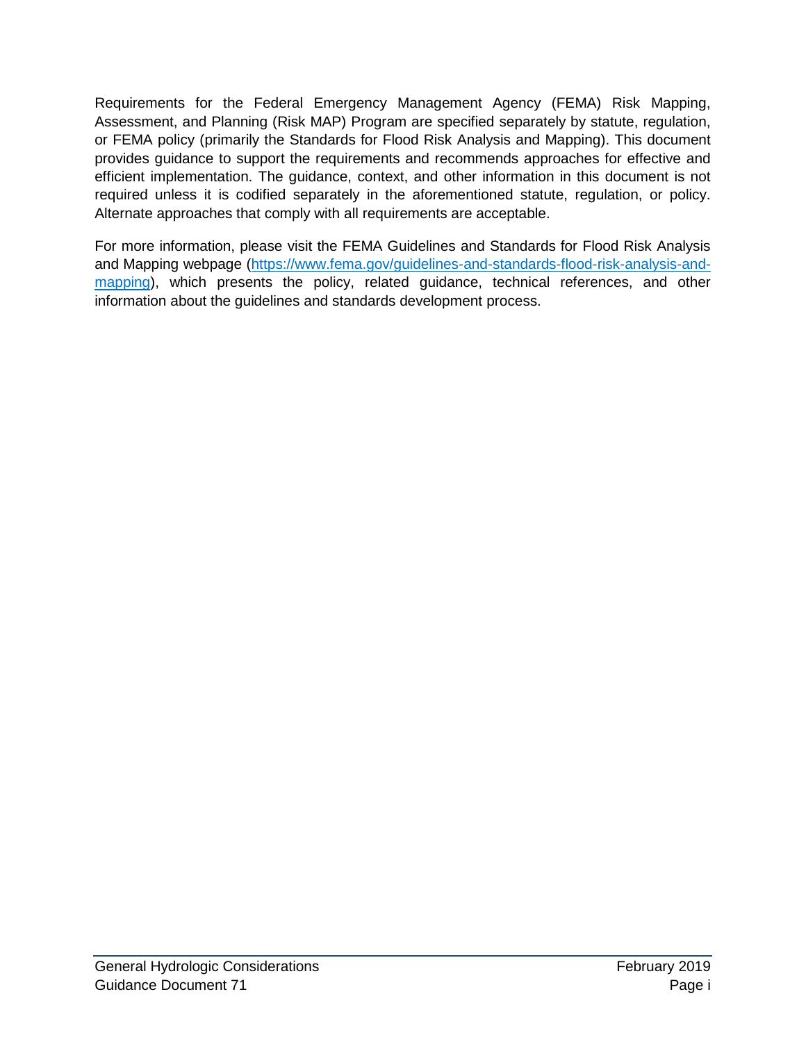Requirements for the Federal Emergency Management Agency (FEMA) Risk Mapping, Assessment, and Planning (Risk MAP) Program are specified separately by statute, regulation, or FEMA policy (primarily the Standards for Flood Risk Analysis and Mapping). This document provides guidance to support the requirements and recommends approaches for effective and efficient implementation. The guidance, context, and other information in this document is not required unless it is codified separately in the aforementioned statute, regulation, or policy. Alternate approaches that comply with all requirements are acceptable.

For more information, please visit the FEMA Guidelines and Standards for Flood Risk Analysis and Mapping webpage ([https://www.fema.gov/guidelines-and-standards-flood-risk-analysis-and-mapping](https://www.fema.gov/guidelines-and-standards-flood-risk-analysis-and-mapping)), which presents the policy, related guidance, technical references, and other information about the guidelines and standards development process.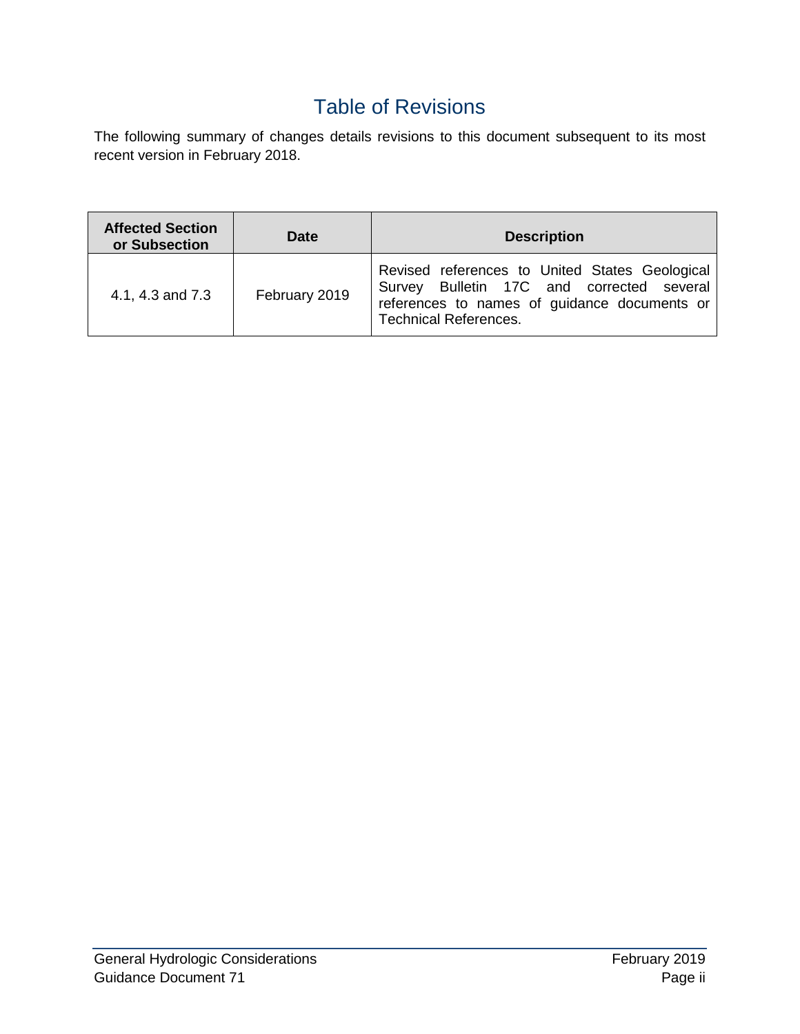# Table of Revisions

The following summary of changes details revisions to this document subsequent to its most recent version in February 2018.

| Affected Section or Subsection | Date | Description |
| --- | --- | --- |
| 4.1, 4.3 and 7.3 | February 2019 | Revised references to United States Geological Survey Bulletin 17C and corrected several references to names of guidance documents or Technical References. |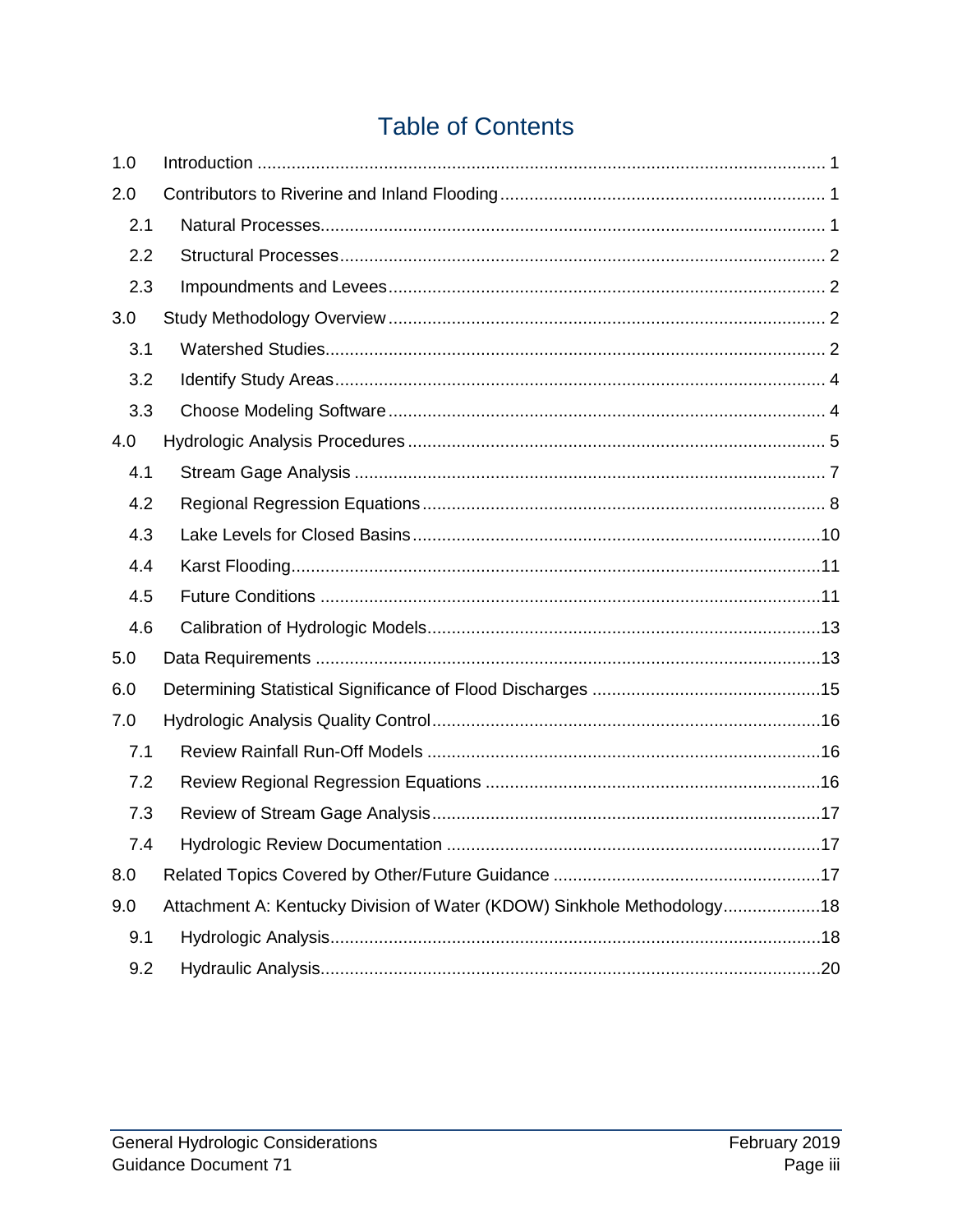# Table of Contents

| | | |
|---|---|---|
| 1.0 | Introduction | 1 |
| 2.0 | Contributors to Riverine and Inland Flooding | 1 |
| 2.1 | Natural Processes | 1 |
| 2.2 | Structural Processes | 2 |
| 2.3 | Impoundments and Levees | 2 |
| 3.0 | Study Methodology Overview | 2 |
| 3.1 | Watershed Studies | 2 |
| 3.2 | Identify Study Areas | 4 |
| 3.3 | Choose Modeling Software | 4 |
| 4.0 | Hydrologic Analysis Procedures | 5 |
| 4.1 | Stream Gage Analysis | 7 |
| 4.2 | Regional Regression Equations | 8 |
| 4.3 | Lake Levels for Closed Basins | 10 |
| 4.4 | Karst Flooding | 11 |
| 4.5 | Future Conditions | 11 |
| 4.6 | Calibration of Hydrologic Models | 13 |
| 5.0 | Data Requirements | 13 |
| 6.0 | Determining Statistical Significance of Flood Discharges | 15 |
| 7.0 | Hydrologic Analysis Quality Control | 16 |
| 7.1 | Review Rainfall Run-Off Models | 16 |
| 7.2 | Review Regional Regression Equations | 16 |
| 7.3 | Review of Stream Gage Analysis | 17 |
| 7.4 | Hydrologic Review Documentation | 17 |
| 8.0 | Related Topics Covered by Other/Future Guidance | 17 |
| 9.0 | Attachment A: Kentucky Division of Water (KDOW) Sinkhole Methodology | 18 |
| 9.1 | Hydrologic Analysis | 18 |
| 9.2 | Hydraulic Analysis | 20 |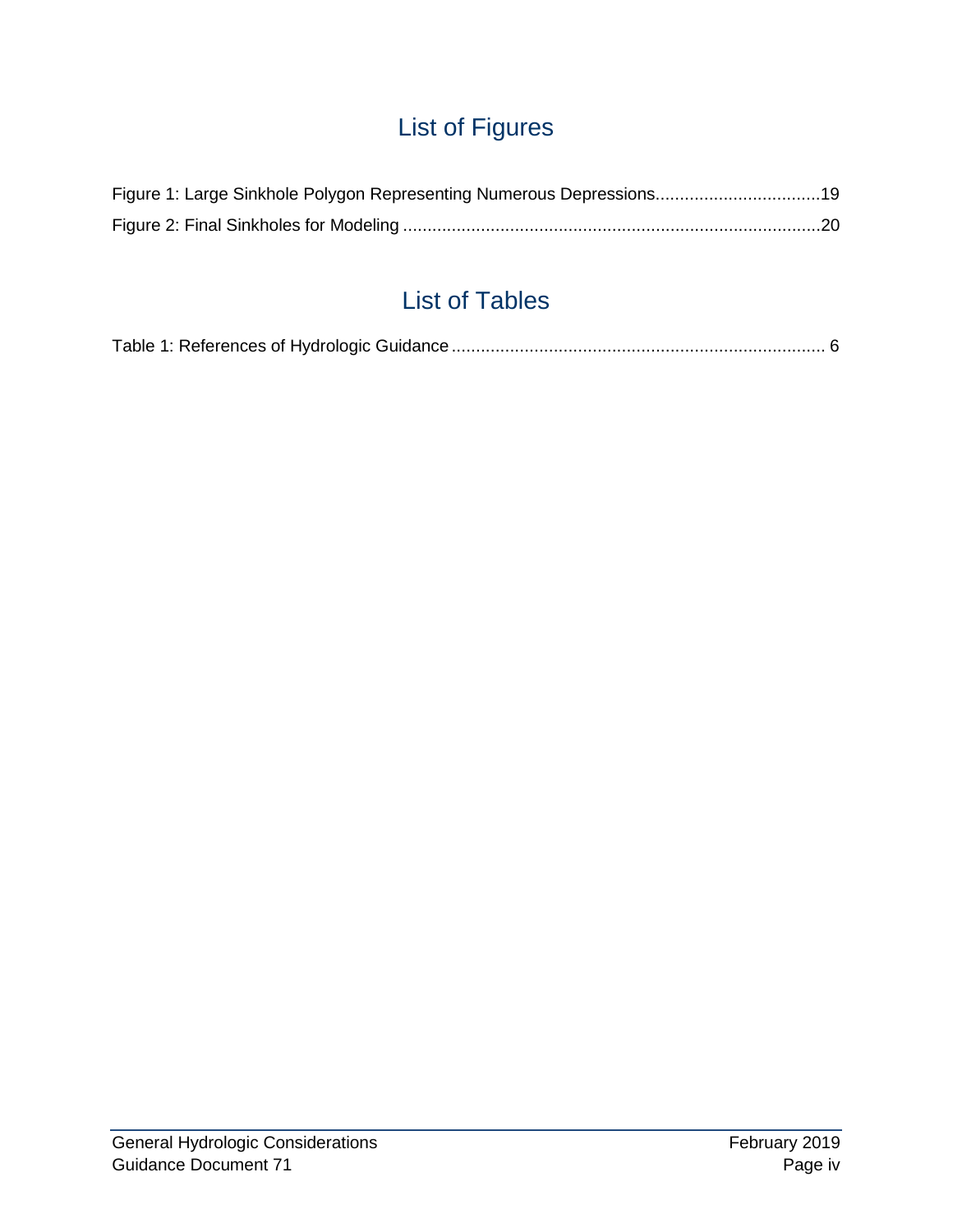# List of Figures

Figure 1: Large Sinkhole Polygon Representing Numerous Depressions.................................19

Figure 2: Final Sinkholes for Modeling .....................................................................................20

# List of Tables

Table 1: References of Hydrologic Guidance ........................................................................... 6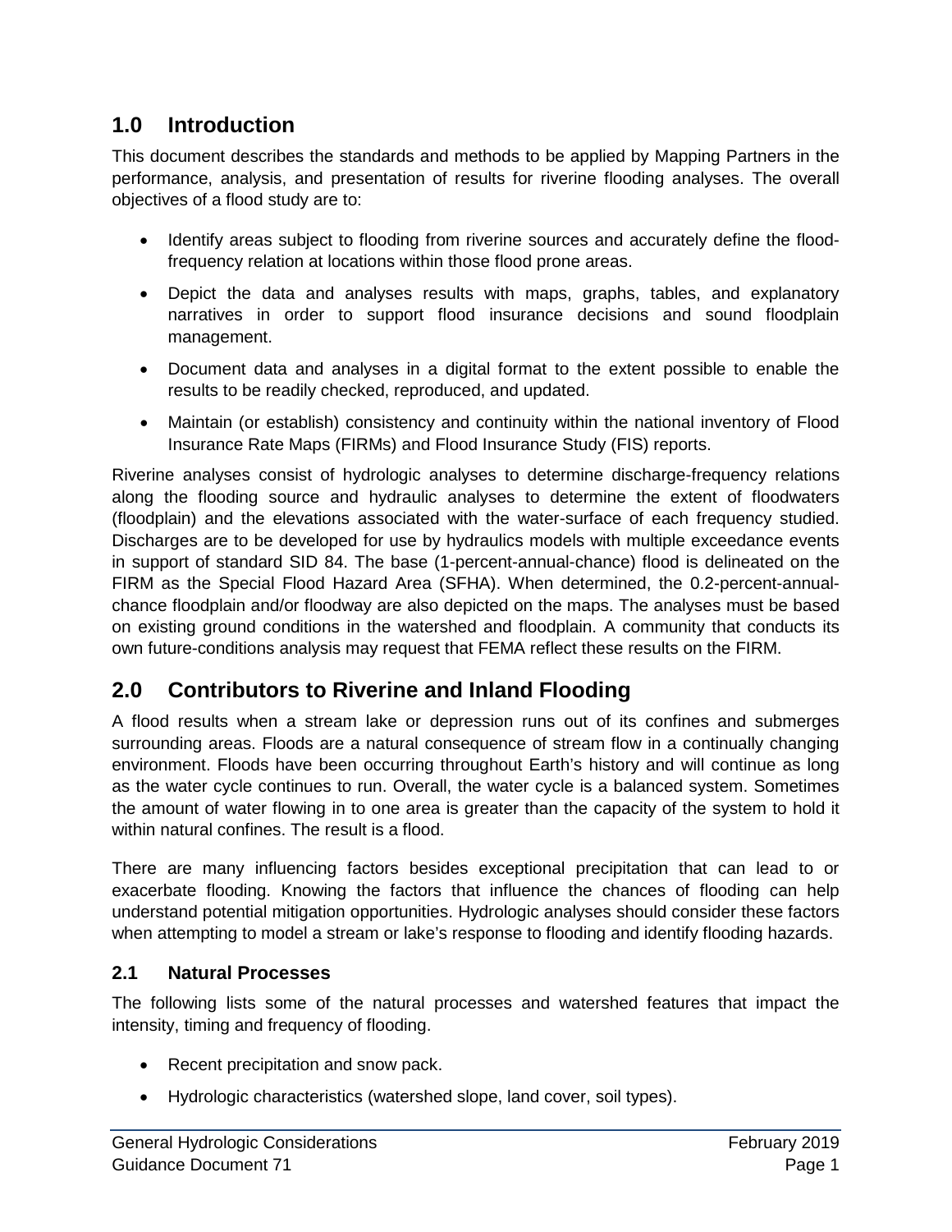## 1.0 Introduction

This document describes the standards and methods to be applied by Mapping Partners in the performance, analysis, and presentation of results for riverine flooding analyses. The overall objectives of a flood study are to:

- Identify areas subject to flooding from riverine sources and accurately define the flood-frequency relation at locations within those flood prone areas.
- Depict the data and analyses results with maps, graphs, tables, and explanatory narratives in order to support flood insurance decisions and sound floodplain management.
- Document data and analyses in a digital format to the extent possible to enable the results to be readily checked, reproduced, and updated.
- Maintain (or establish) consistency and continuity within the national inventory of Flood Insurance Rate Maps (FIRMs) and Flood Insurance Study (FIS) reports.

Riverine analyses consist of hydrologic analyses to determine discharge-frequency relations along the flooding source and hydraulic analyses to determine the extent of floodwaters (floodplain) and the elevations associated with the water-surface of each frequency studied. Discharges are to be developed for use by hydraulics models with multiple exceedance events in support of standard SID 84. The base (1-percent-annual-chance) flood is delineated on the FIRM as the Special Flood Hazard Area (SFHA). When determined, the 0.2-percent-annual-chance floodplain and/or floodway are also depicted on the maps. The analyses must be based on existing ground conditions in the watershed and floodplain. A community that conducts its own future-conditions analysis may request that FEMA reflect these results on the FIRM.

## 2.0 Contributors to Riverine and Inland Flooding

A flood results when a stream lake or depression runs out of its confines and submerges surrounding areas. Floods are a natural consequence of stream flow in a continually changing environment. Floods have been occurring throughout Earth's history and will continue as long as the water cycle continues to run. Overall, the water cycle is a balanced system. Sometimes the amount of water flowing in to one area is greater than the capacity of the system to hold it within natural confines. The result is a flood.

There are many influencing factors besides exceptional precipitation that can lead to or exacerbate flooding. Knowing the factors that influence the chances of flooding can help understand potential mitigation opportunities. Hydrologic analyses should consider these factors when attempting to model a stream or lake's response to flooding and identify flooding hazards.

### 2.1 Natural Processes

The following lists some of the natural processes and watershed features that impact the intensity, timing and frequency of flooding.

- Recent precipitation and snow pack.
- Hydrologic characteristics (watershed slope, land cover, soil types).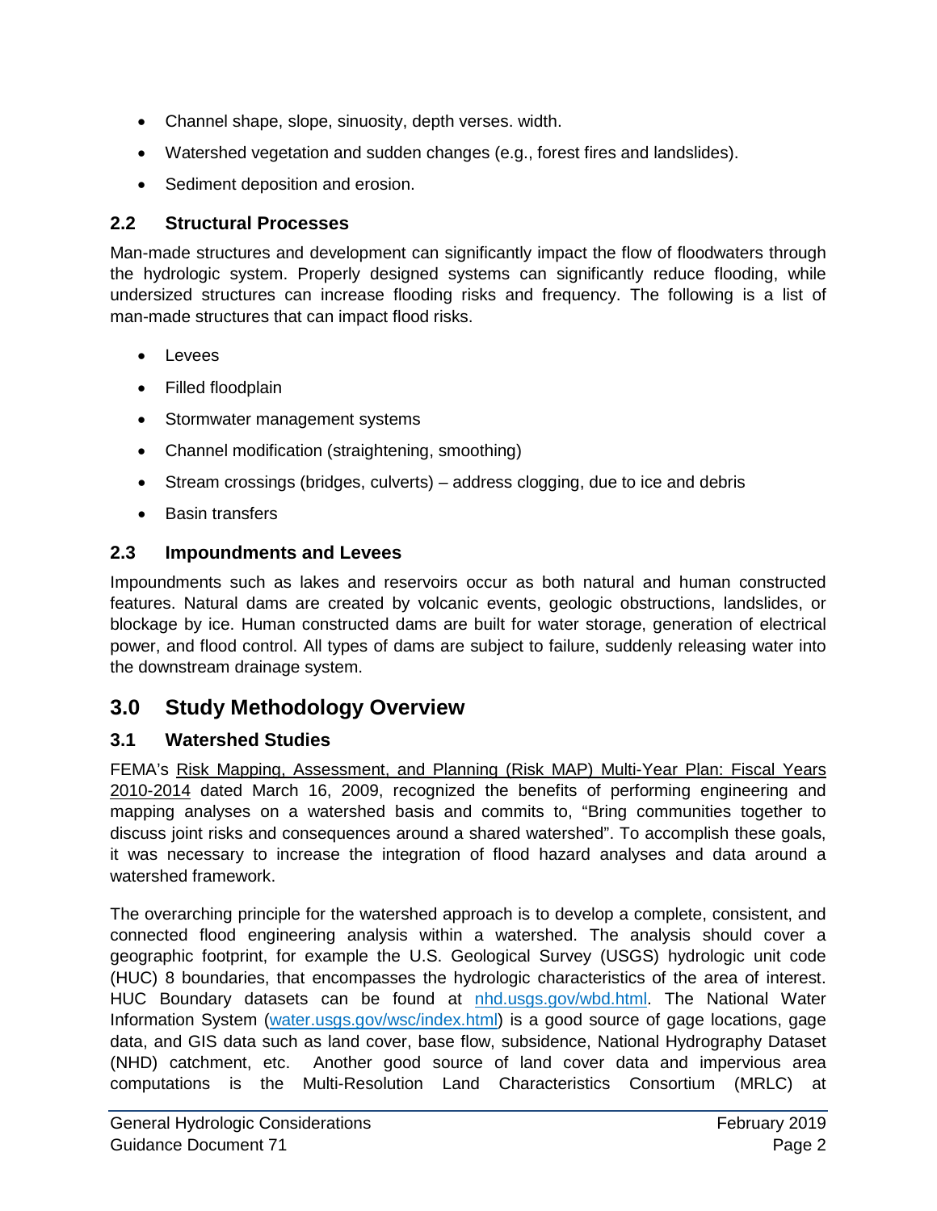- Channel shape, slope, sinuosity, depth verses. width.
- Watershed vegetation and sudden changes (e.g., forest fires and landslides).
- Sediment deposition and erosion.

### 2.2 Structural Processes

Man-made structures and development can significantly impact the flow of floodwaters through the hydrologic system. Properly designed systems can significantly reduce flooding, while undersized structures can increase flooding risks and frequency. The following is a list of man-made structures that can impact flood risks.

- Levees
- Filled floodplain
- Stormwater management systems
- Channel modification (straightening, smoothing)
- Stream crossings (bridges, culverts) – address clogging, due to ice and debris
- Basin transfers

### 2.3 Impoundments and Levees

Impoundments such as lakes and reservoirs occur as both natural and human constructed features. Natural dams are created by volcanic events, geologic obstructions, landslides, or blockage by ice. Human constructed dams are built for water storage, generation of electrical power, and flood control. All types of dams are subject to failure, suddenly releasing water into the downstream drainage system.

## 3.0 Study Methodology Overview

### 3.1 Watershed Studies

FEMA's Risk Mapping, Assessment, and Planning (Risk MAP) Multi-Year Plan: Fiscal Years 2010-2014 dated March 16, 2009, recognized the benefits of performing engineering and mapping analyses on a watershed basis and commits to, "Bring communities together to discuss joint risks and consequences around a shared watershed". To accomplish these goals, it was necessary to increase the integration of flood hazard analyses and data around a watershed framework.

The overarching principle for the watershed approach is to develop a complete, consistent, and connected flood engineering analysis within a watershed. The analysis should cover a geographic footprint, for example the U.S. Geological Survey (USGS) hydrologic unit code (HUC) 8 boundaries, that encompasses the hydrologic characteristics of the area of interest. HUC Boundary datasets can be found at nhd.usgs.gov/wbd.html. The National Water Information System (water.usgs.gov/wsc/index.html) is a good source of gage locations, gage data, and GIS data such as land cover, base flow, subsidence, National Hydrography Dataset (NHD) catchment, etc. Another good source of land cover data and impervious area computations is the Multi-Resolution Land Characteristics Consortium (MRLC) at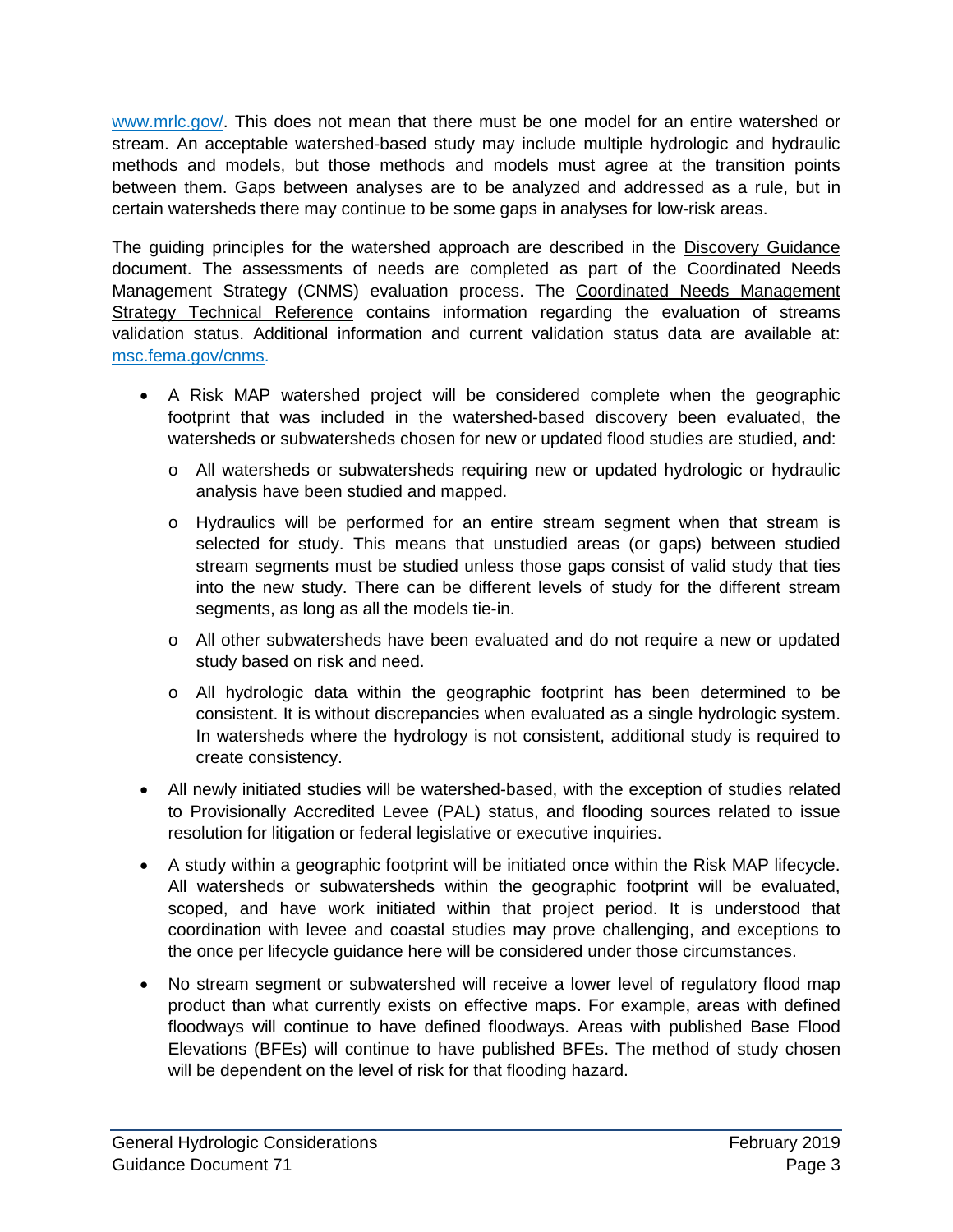www.mrlc.gov/. This does not mean that there must be one model for an entire watershed or stream. An acceptable watershed-based study may include multiple hydrologic and hydraulic methods and models, but those methods and models must agree at the transition points between them. Gaps between analyses are to be analyzed and addressed as a rule, but in certain watersheds there may continue to be some gaps in analyses for low-risk areas.

The guiding principles for the watershed approach are described in the Discovery Guidance document. The assessments of needs are completed as part of the Coordinated Needs Management Strategy (CNMS) evaluation process. The Coordinated Needs Management Strategy Technical Reference contains information regarding the evaluation of streams validation status. Additional information and current validation status data are available at: msc.fema.gov/cnms.

- A Risk MAP watershed project will be considered complete when the geographic footprint that was included in the watershed-based discovery been evaluated, the watersheds or subwatersheds chosen for new or updated flood studies are studied, and:
    - All watersheds or subwatersheds requiring new or updated hydrologic or hydraulic analysis have been studied and mapped.
    - Hydraulics will be performed for an entire stream segment when that stream is selected for study. This means that unstudied areas (or gaps) between studied stream segments must be studied unless those gaps consist of valid study that ties into the new study. There can be different levels of study for the different stream segments, as long as all the models tie-in.
    - All other subwatersheds have been evaluated and do not require a new or updated study based on risk and need.
    - All hydrologic data within the geographic footprint has been determined to be consistent. It is without discrepancies when evaluated as a single hydrologic system. In watersheds where the hydrology is not consistent, additional study is required to create consistency.
- All newly initiated studies will be watershed-based, with the exception of studies related to Provisionally Accredited Levee (PAL) status, and flooding sources related to issue resolution for litigation or federal legislative or executive inquiries.
- A study within a geographic footprint will be initiated once within the Risk MAP lifecycle. All watersheds or subwatersheds within the geographic footprint will be evaluated, scoped, and have work initiated within that project period. It is understood that coordination with levee and coastal studies may prove challenging, and exceptions to the once per lifecycle guidance here will be considered under those circumstances.
- No stream segment or subwatershed will receive a lower level of regulatory flood map product than what currently exists on effective maps. For example, areas with defined floodways will continue to have defined floodways. Areas with published Base Flood Elevations (BFEs) will continue to have published BFEs. The method of study chosen will be dependent on the level of risk for that flooding hazard.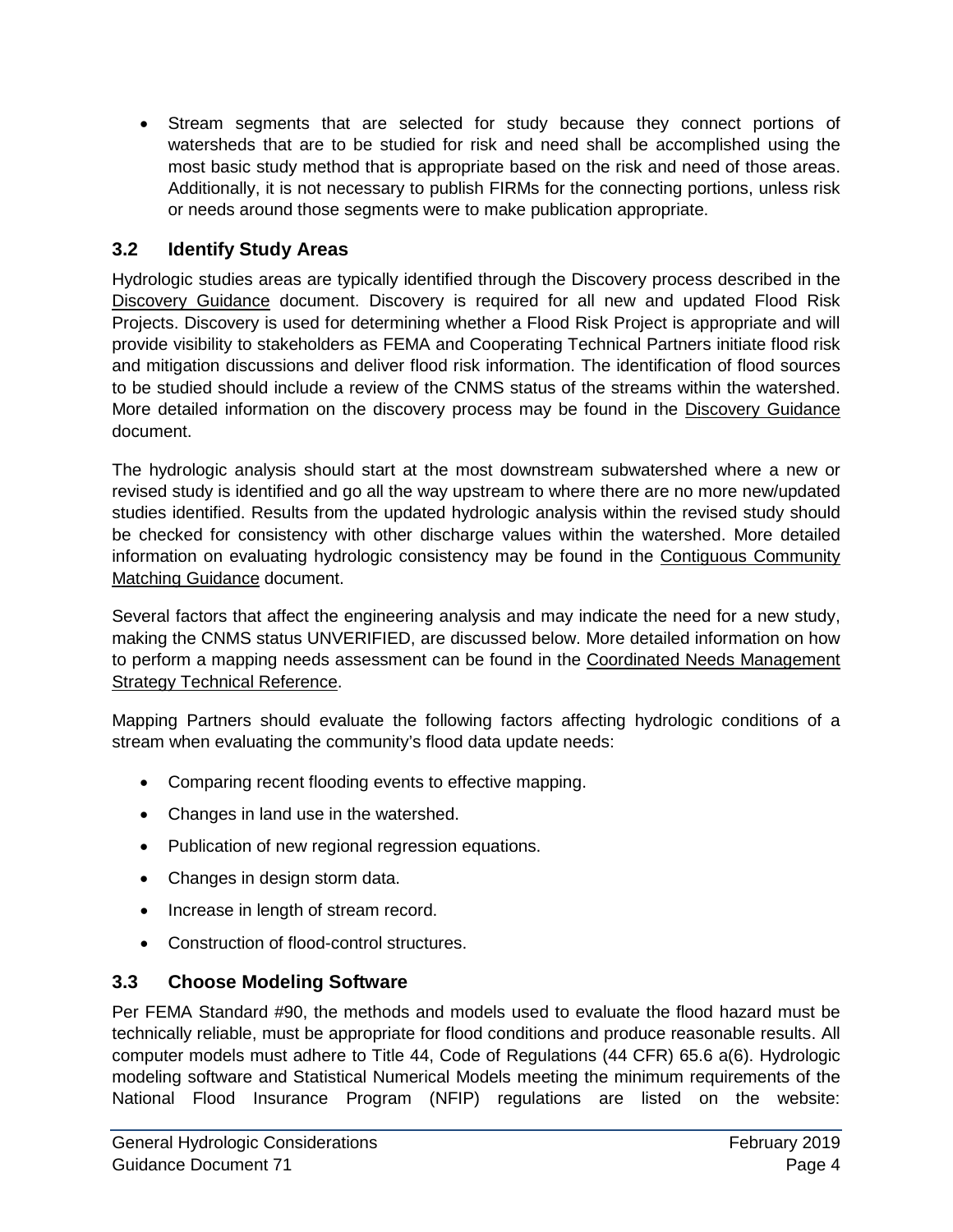- Stream segments that are selected for study because they connect portions of watersheds that are to be studied for risk and need shall be accomplished using the most basic study method that is appropriate based on the risk and need of those areas. Additionally, it is not necessary to publish FIRMs for the connecting portions, unless risk or needs around those segments were to make publication appropriate.

## 3.2 Identify Study Areas

Hydrologic studies areas are typically identified through the Discovery process described in the Discovery Guidance document. Discovery is required for all new and updated Flood Risk Projects. Discovery is used for determining whether a Flood Risk Project is appropriate and will provide visibility to stakeholders as FEMA and Cooperating Technical Partners initiate flood risk and mitigation discussions and deliver flood risk information. The identification of flood sources to be studied should include a review of the CNMS status of the streams within the watershed. More detailed information on the discovery process may be found in the Discovery Guidance document.

The hydrologic analysis should start at the most downstream subwatershed where a new or revised study is identified and go all the way upstream to where there are no more new/updated studies identified. Results from the updated hydrologic analysis within the revised study should be checked for consistency with other discharge values within the watershed. More detailed information on evaluating hydrologic consistency may be found in the Contiguous Community Matching Guidance document.

Several factors that affect the engineering analysis and may indicate the need for a new study, making the CNMS status UNVERIFIED, are discussed below. More detailed information on how to perform a mapping needs assessment can be found in the Coordinated Needs Management Strategy Technical Reference.

Mapping Partners should evaluate the following factors affecting hydrologic conditions of a stream when evaluating the community's flood data update needs:

- Comparing recent flooding events to effective mapping.
- Changes in land use in the watershed.
- Publication of new regional regression equations.
- Changes in design storm data.
- Increase in length of stream record.
- Construction of flood-control structures.

## 3.3 Choose Modeling Software

Per FEMA Standard #90, the methods and models used to evaluate the flood hazard must be technically reliable, must be appropriate for flood conditions and produce reasonable results. All computer models must adhere to Title 44, Code of Regulations (44 CFR) 65.6 a(6). Hydrologic modeling software and Statistical Numerical Models meeting the minimum requirements of the National Flood Insurance Program (NFIP) regulations are listed on the website: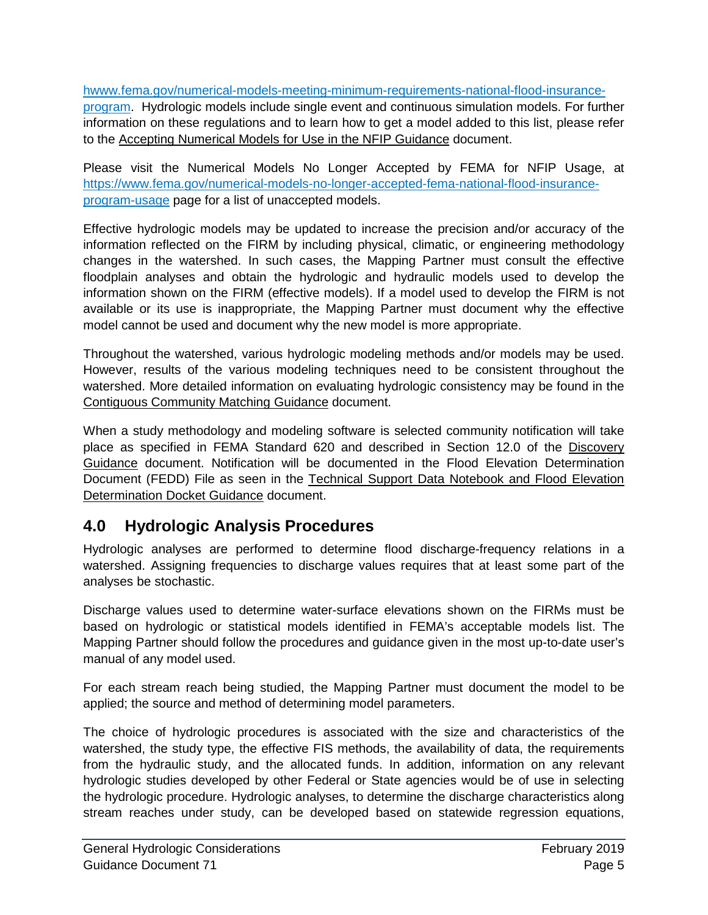hwww.fema.gov/numerical-models-meeting-minimum-requirements-national-flood-insurance-program. Hydrologic models include single event and continuous simulation models. For further information on these regulations and to learn how to get a model added to this list, please refer to the Accepting Numerical Models for Use in the NFIP Guidance document.

Please visit the Numerical Models No Longer Accepted by FEMA for NFIP Usage, at https://www.fema.gov/numerical-models-no-longer-accepted-fema-national-flood-insurance-program-usage page for a list of unaccepted models.

Effective hydrologic models may be updated to increase the precision and/or accuracy of the information reflected on the FIRM by including physical, climatic, or engineering methodology changes in the watershed. In such cases, the Mapping Partner must consult the effective floodplain analyses and obtain the hydrologic and hydraulic models used to develop the information shown on the FIRM (effective models). If a model used to develop the FIRM is not available or its use is inappropriate, the Mapping Partner must document why the effective model cannot be used and document why the new model is more appropriate.

Throughout the watershed, various hydrologic modeling methods and/or models may be used. However, results of the various modeling techniques need to be consistent throughout the watershed. More detailed information on evaluating hydrologic consistency may be found in the Contiguous Community Matching Guidance document.

When a study methodology and modeling software is selected community notification will take place as specified in FEMA Standard 620 and described in Section 12.0 of the Discovery Guidance document. Notification will be documented in the Flood Elevation Determination Document (FEDD) File as seen in the Technical Support Data Notebook and Flood Elevation Determination Docket Guidance document.

## 4.0 Hydrologic Analysis Procedures

Hydrologic analyses are performed to determine flood discharge-frequency relations in a watershed. Assigning frequencies to discharge values requires that at least some part of the analyses be stochastic.

Discharge values used to determine water-surface elevations shown on the FIRMs must be based on hydrologic or statistical models identified in FEMA's acceptable models list. The Mapping Partner should follow the procedures and guidance given in the most up-to-date user's manual of any model used.

For each stream reach being studied, the Mapping Partner must document the model to be applied; the source and method of determining model parameters.

The choice of hydrologic procedures is associated with the size and characteristics of the watershed, the study type, the effective FIS methods, the availability of data, the requirements from the hydraulic study, and the allocated funds. In addition, information on any relevant hydrologic studies developed by other Federal or State agencies would be of use in selecting the hydrologic procedure. Hydrologic analyses, to determine the discharge characteristics along stream reaches under study, can be developed based on statewide regression equations,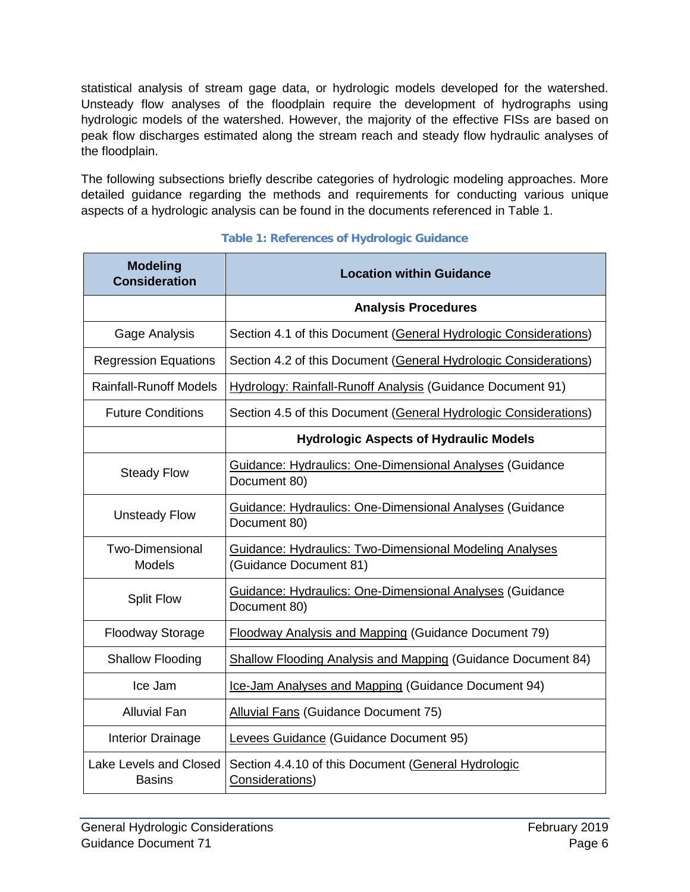statistical analysis of stream gage data, or hydrologic models developed for the watershed. Unsteady flow analyses of the floodplain require the development of hydrographs using hydrologic models of the watershed. However, the majority of the effective FISs are based on peak flow discharges estimated along the stream reach and steady flow hydraulic analyses of the floodplain.

The following subsections briefly describe categories of hydrologic modeling approaches. More detailed guidance regarding the methods and requirements for conducting various unique aspects of a hydrologic analysis can be found in the documents referenced in Table 1.

**Table 1: References of Hydrologic Guidance**

| Modeling Consideration | Location within Guidance |
|---|---|
| | **Analysis Procedures** |
| Gage Analysis | Section 4.1 of this Document (General Hydrologic Considerations) |
| Regression Equations | Section 4.2 of this Document (General Hydrologic Considerations) |
| Rainfall-Runoff Models | Hydrology: Rainfall-Runoff Analysis (Guidance Document 91) |
| Future Conditions | Section 4.5 of this Document (General Hydrologic Considerations) |
| | **Hydrologic Aspects of Hydraulic Models** |
| Steady Flow | Guidance: Hydraulics: One-Dimensional Analyses (Guidance Document 80) |
| Unsteady Flow | Guidance: Hydraulics: One-Dimensional Analyses (Guidance Document 80) |
| Two-Dimensional Models | Guidance: Hydraulics: Two-Dimensional Modeling Analyses (Guidance Document 81) |
| Split Flow | Guidance: Hydraulics: One-Dimensional Analyses (Guidance Document 80) |
| Floodway Storage | Floodway Analysis and Mapping (Guidance Document 79) |
| Shallow Flooding | Shallow Flooding Analysis and Mapping (Guidance Document 84) |
| Ice Jam | Ice-Jam Analyses and Mapping (Guidance Document 94) |
| Alluvial Fan | Alluvial Fans (Guidance Document 75) |
| Interior Drainage | Levees Guidance (Guidance Document 95) |
| Lake Levels and Closed Basins | Section 4.4.10 of this Document (General Hydrologic Considerations) |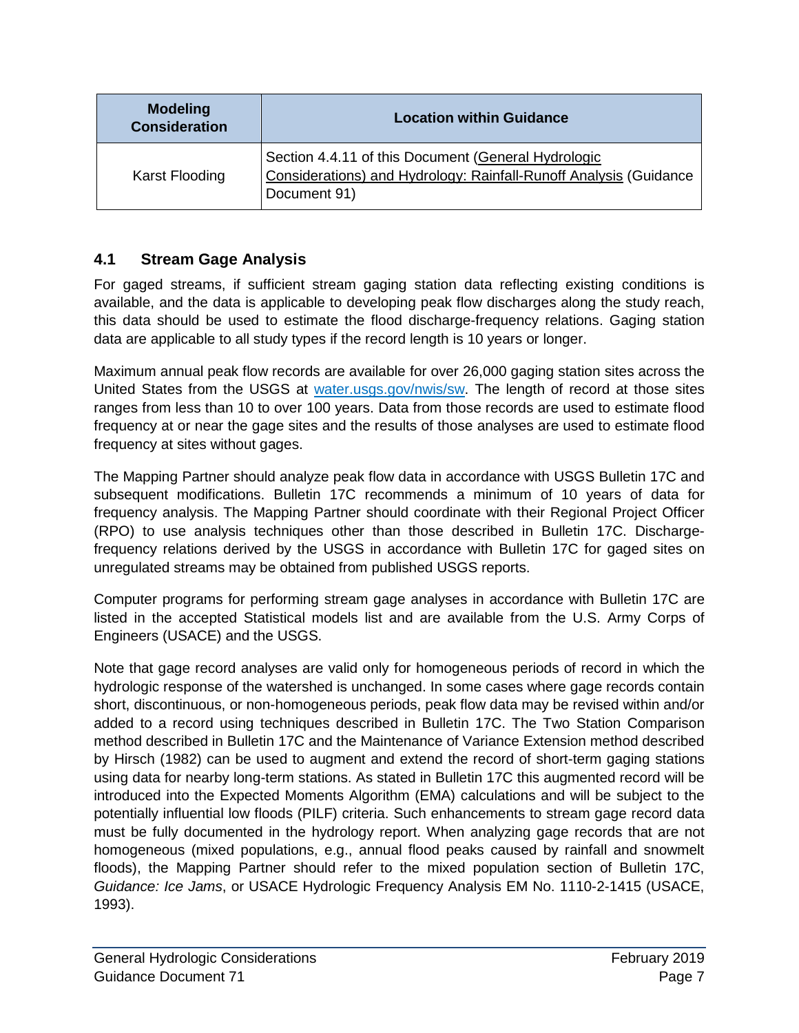| Modeling Consideration | Location within Guidance |
| --- | --- |
| Karst Flooding | Section 4.4.11 of this Document (General Hydrologic Considerations) and Hydrology: Rainfall-Runoff Analysis (Guidance Document 91) |

## 4.1 Stream Gage Analysis

For gaged streams, if sufficient stream gaging station data reflecting existing conditions is available, and the data is applicable to developing peak flow discharges along the study reach, this data should be used to estimate the flood discharge-frequency relations. Gaging station data are applicable to all study types if the record length is 10 years or longer.

Maximum annual peak flow records are available for over 26,000 gaging station sites across the United States from the USGS at water.usgs.gov/nwis/sw. The length of record at those sites ranges from less than 10 to over 100 years. Data from those records are used to estimate flood frequency at or near the gage sites and the results of those analyses are used to estimate flood frequency at sites without gages.

The Mapping Partner should analyze peak flow data in accordance with USGS Bulletin 17C and subsequent modifications. Bulletin 17C recommends a minimum of 10 years of data for frequency analysis. The Mapping Partner should coordinate with their Regional Project Officer (RPO) to use analysis techniques other than those described in Bulletin 17C. Discharge-frequency relations derived by the USGS in accordance with Bulletin 17C for gaged sites on unregulated streams may be obtained from published USGS reports.

Computer programs for performing stream gage analyses in accordance with Bulletin 17C are listed in the accepted Statistical models list and are available from the U.S. Army Corps of Engineers (USACE) and the USGS.

Note that gage record analyses are valid only for homogeneous periods of record in which the hydrologic response of the watershed is unchanged. In some cases where gage records contain short, discontinuous, or non-homogeneous periods, peak flow data may be revised within and/or added to a record using techniques described in Bulletin 17C. The Two Station Comparison method described in Bulletin 17C and the Maintenance of Variance Extension method described by Hirsch (1982) can be used to augment and extend the record of short-term gaging stations using data for nearby long-term stations. As stated in Bulletin 17C this augmented record will be introduced into the Expected Moments Algorithm (EMA) calculations and will be subject to the potentially influential low floods (PILF) criteria. Such enhancements to stream gage record data must be fully documented in the hydrology report. When analyzing gage records that are not homogeneous (mixed populations, e.g., annual flood peaks caused by rainfall and snowmelt floods), the Mapping Partner should refer to the mixed population section of Bulletin 17C, *Guidance: Ice Jams*, or USACE Hydrologic Frequency Analysis EM No. 1110-2-1415 (USACE, 1993).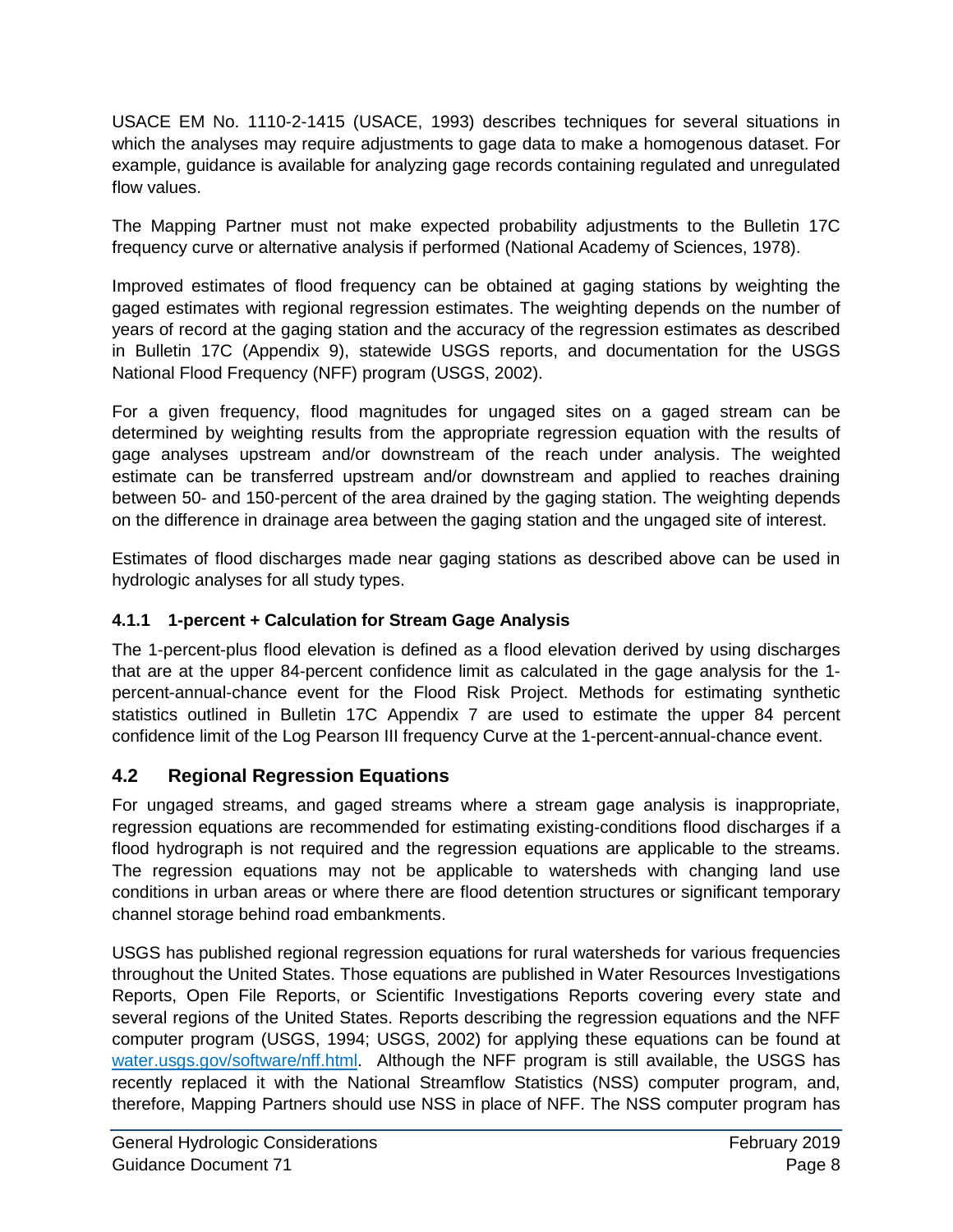USACE EM No. 1110-2-1415 (USACE, 1993) describes techniques for several situations in which the analyses may require adjustments to gage data to make a homogenous dataset. For example, guidance is available for analyzing gage records containing regulated and unregulated flow values.

The Mapping Partner must not make expected probability adjustments to the Bulletin 17C frequency curve or alternative analysis if performed (National Academy of Sciences, 1978).

Improved estimates of flood frequency can be obtained at gaging stations by weighting the gaged estimates with regional regression estimates. The weighting depends on the number of years of record at the gaging station and the accuracy of the regression estimates as described in Bulletin 17C (Appendix 9), statewide USGS reports, and documentation for the USGS National Flood Frequency (NFF) program (USGS, 2002).

For a given frequency, flood magnitudes for ungaged sites on a gaged stream can be determined by weighting results from the appropriate regression equation with the results of gage analyses upstream and/or downstream of the reach under analysis. The weighted estimate can be transferred upstream and/or downstream and applied to reaches draining between 50- and 150-percent of the area drained by the gaging station. The weighting depends on the difference in drainage area between the gaging station and the ungaged site of interest.

Estimates of flood discharges made near gaging stations as described above can be used in hydrologic analyses for all study types.

### 4.1.1 1-percent + Calculation for Stream Gage Analysis

The 1-percent-plus flood elevation is defined as a flood elevation derived by using discharges that are at the upper 84-percent confidence limit as calculated in the gage analysis for the 1-percent-annual-chance event for the Flood Risk Project. Methods for estimating synthetic statistics outlined in Bulletin 17C Appendix 7 are used to estimate the upper 84 percent confidence limit of the Log Pearson III frequency Curve at the 1-percent-annual-chance event.

## 4.2 Regional Regression Equations

For ungaged streams, and gaged streams where a stream gage analysis is inappropriate, regression equations are recommended for estimating existing-conditions flood discharges if a flood hydrograph is not required and the regression equations are applicable to the streams. The regression equations may not be applicable to watersheds with changing land use conditions in urban areas or where there are flood detention structures or significant temporary channel storage behind road embankments.

USGS has published regional regression equations for rural watersheds for various frequencies throughout the United States. Those equations are published in Water Resources Investigations Reports, Open File Reports, or Scientific Investigations Reports covering every state and several regions of the United States. Reports describing the regression equations and the NFF computer program (USGS, 1994; USGS, 2002) for applying these equations can be found at [water.usgs.gov/software/nff.html](water.usgs.gov/software/nff.html). Although the NFF program is still available, the USGS has recently replaced it with the National Streamflow Statistics (NSS) computer program, and, therefore, Mapping Partners should use NSS in place of NFF. The NSS computer program has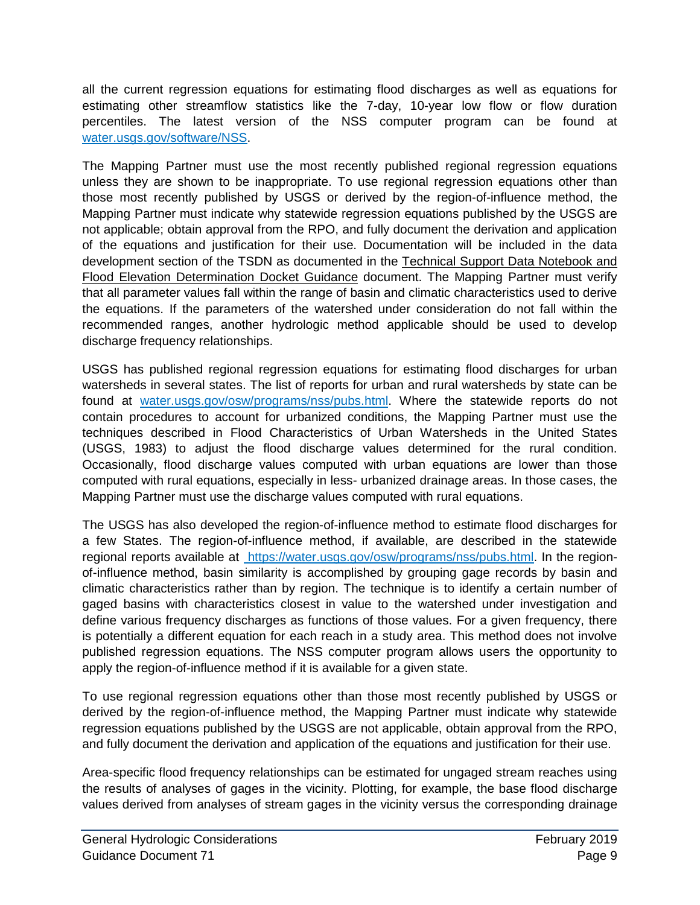all the current regression equations for estimating flood discharges as well as equations for estimating other streamflow statistics like the 7-day, 10-year low flow or flow duration percentiles. The latest version of the NSS computer program can be found at [water.usgs.gov/software/NSS](water.usgs.gov/software/NSS).

The Mapping Partner must use the most recently published regional regression equations unless they are shown to be inappropriate. To use regional regression equations other than those most recently published by USGS or derived by the region-of-influence method, the Mapping Partner must indicate why statewide regression equations published by the USGS are not applicable; obtain approval from the RPO, and fully document the derivation and application of the equations and justification for their use. Documentation will be included in the data development section of the TSDN as documented in the Technical Support Data Notebook and Flood Elevation Determination Docket Guidance document. The Mapping Partner must verify that all parameter values fall within the range of basin and climatic characteristics used to derive the equations. If the parameters of the watershed under consideration do not fall within the recommended ranges, another hydrologic method applicable should be used to develop discharge frequency relationships.

USGS has published regional regression equations for estimating flood discharges for urban watersheds in several states. The list of reports for urban and rural watersheds by state can be found at [water.usgs.gov/osw/programs/nss/pubs.html](water.usgs.gov/osw/programs/nss/pubs.html). Where the statewide reports do not contain procedures to account for urbanized conditions, the Mapping Partner must use the techniques described in Flood Characteristics of Urban Watersheds in the United States (USGS, 1983) to adjust the flood discharge values determined for the rural condition. Occasionally, flood discharge values computed with urban equations are lower than those computed with rural equations, especially in less- urbanized drainage areas. In those cases, the Mapping Partner must use the discharge values computed with rural equations.

The USGS has also developed the region-of-influence method to estimate flood discharges for a few States. The region-of-influence method, if available, are described in the statewide regional reports available at [https://water.usgs.gov/osw/programs/nss/pubs.html](https://water.usgs.gov/osw/programs/nss/pubs.html). In the region-of-influence method, basin similarity is accomplished by grouping gage records by basin and climatic characteristics rather than by region. The technique is to identify a certain number of gaged basins with characteristics closest in value to the watershed under investigation and define various frequency discharges as functions of those values. For a given frequency, there is potentially a different equation for each reach in a study area. This method does not involve published regression equations. The NSS computer program allows users the opportunity to apply the region-of-influence method if it is available for a given state.

To use regional regression equations other than those most recently published by USGS or derived by the region-of-influence method, the Mapping Partner must indicate why statewide regression equations published by the USGS are not applicable, obtain approval from the RPO, and fully document the derivation and application of the equations and justification for their use.

Area-specific flood frequency relationships can be estimated for ungaged stream reaches using the results of analyses of gages in the vicinity. Plotting, for example, the base flood discharge values derived from analyses of stream gages in the vicinity versus the corresponding drainage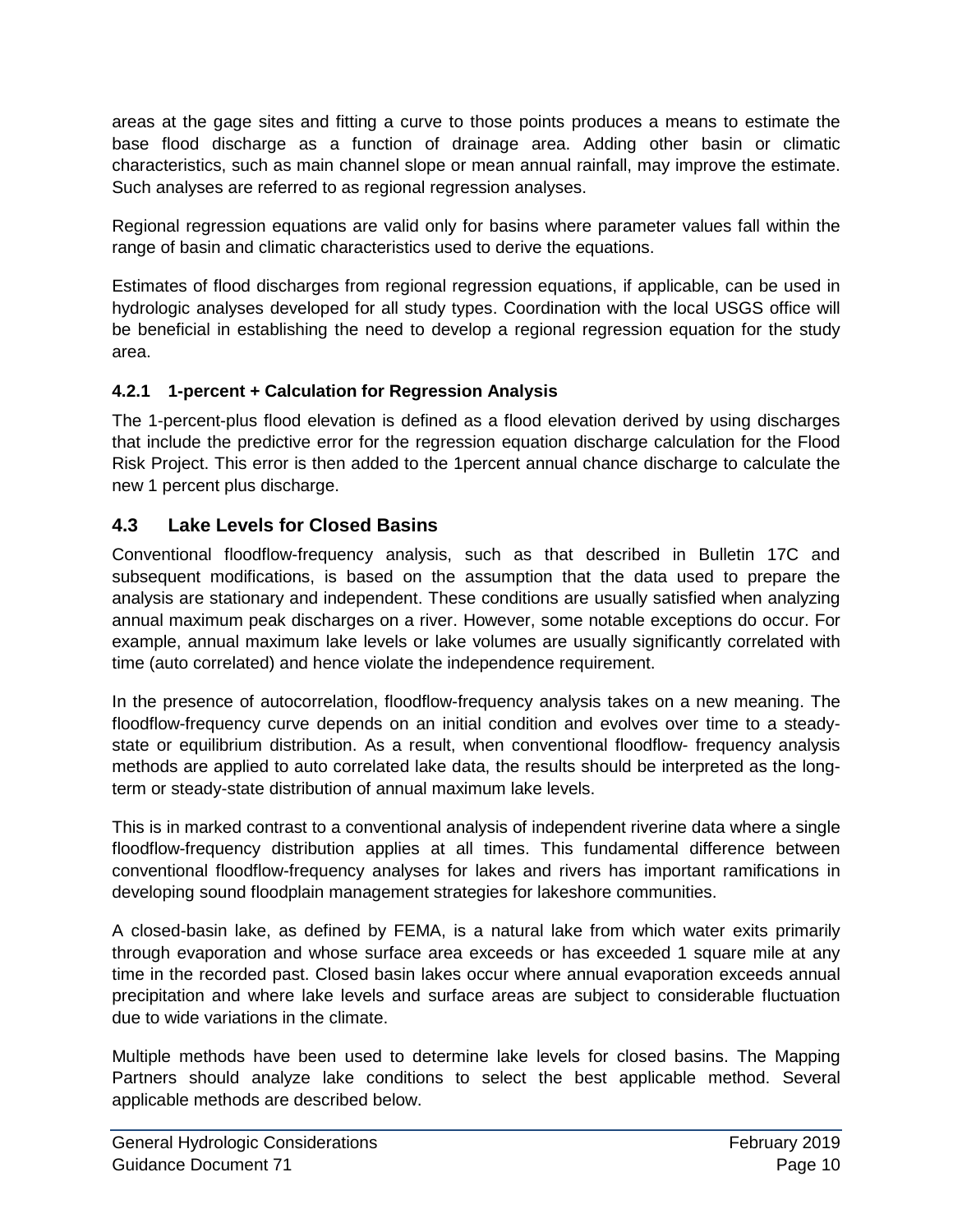areas at the gage sites and fitting a curve to those points produces a means to estimate the base flood discharge as a function of drainage area. Adding other basin or climatic characteristics, such as main channel slope or mean annual rainfall, may improve the estimate. Such analyses are referred to as regional regression analyses.

Regional regression equations are valid only for basins where parameter values fall within the range of basin and climatic characteristics used to derive the equations.

Estimates of flood discharges from regional regression equations, if applicable, can be used in hydrologic analyses developed for all study types. Coordination with the local USGS office will be beneficial in establishing the need to develop a regional regression equation for the study area.

#### 4.2.1 1-percent + Calculation for Regression Analysis

The 1-percent-plus flood elevation is defined as a flood elevation derived by using discharges that include the predictive error for the regression equation discharge calculation for the Flood Risk Project. This error is then added to the 1percent annual chance discharge to calculate the new 1 percent plus discharge.

### 4.3 Lake Levels for Closed Basins

Conventional floodflow-frequency analysis, such as that described in Bulletin 17C and subsequent modifications, is based on the assumption that the data used to prepare the analysis are stationary and independent. These conditions are usually satisfied when analyzing annual maximum peak discharges on a river. However, some notable exceptions do occur. For example, annual maximum lake levels or lake volumes are usually significantly correlated with time (auto correlated) and hence violate the independence requirement.

In the presence of autocorrelation, floodflow-frequency analysis takes on a new meaning. The floodflow-frequency curve depends on an initial condition and evolves over time to a steady-state or equilibrium distribution. As a result, when conventional floodflow- frequency analysis methods are applied to auto correlated lake data, the results should be interpreted as the long-term or steady-state distribution of annual maximum lake levels.

This is in marked contrast to a conventional analysis of independent riverine data where a single floodflow-frequency distribution applies at all times. This fundamental difference between conventional floodflow-frequency analyses for lakes and rivers has important ramifications in developing sound floodplain management strategies for lakeshore communities.

A closed-basin lake, as defined by FEMA, is a natural lake from which water exits primarily through evaporation and whose surface area exceeds or has exceeded 1 square mile at any time in the recorded past. Closed basin lakes occur where annual evaporation exceeds annual precipitation and where lake levels and surface areas are subject to considerable fluctuation due to wide variations in the climate.

Multiple methods have been used to determine lake levels for closed basins. The Mapping Partners should analyze lake conditions to select the best applicable method. Several applicable methods are described below.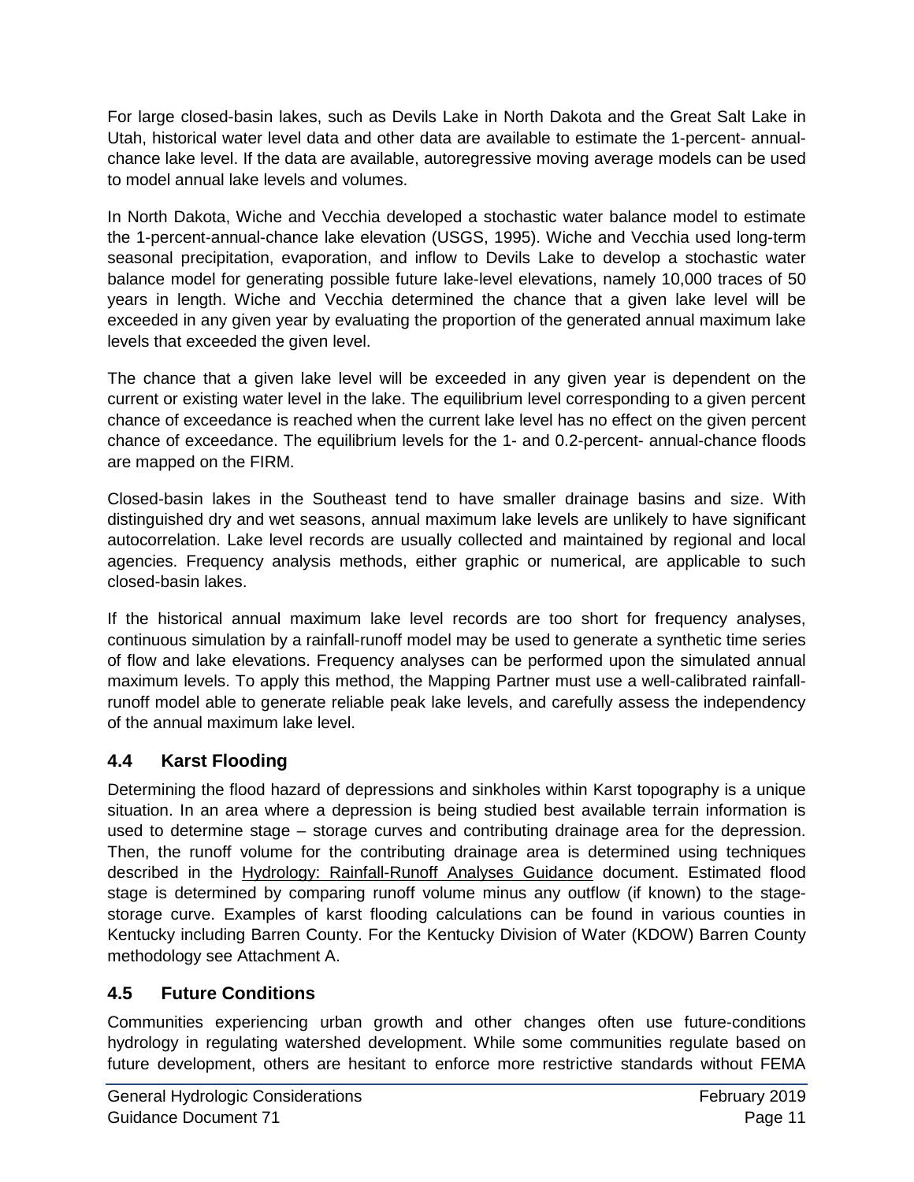For large closed-basin lakes, such as Devils Lake in North Dakota and the Great Salt Lake in Utah, historical water level data and other data are available to estimate the 1-percent- annual-chance lake level. If the data are available, autoregressive moving average models can be used to model annual lake levels and volumes.

In North Dakota, Wiche and Vecchia developed a stochastic water balance model to estimate the 1-percent-annual-chance lake elevation (USGS, 1995). Wiche and Vecchia used long-term seasonal precipitation, evaporation, and inflow to Devils Lake to develop a stochastic water balance model for generating possible future lake-level elevations, namely 10,000 traces of 50 years in length. Wiche and Vecchia determined the chance that a given lake level will be exceeded in any given year by evaluating the proportion of the generated annual maximum lake levels that exceeded the given level.

The chance that a given lake level will be exceeded in any given year is dependent on the current or existing water level in the lake. The equilibrium level corresponding to a given percent chance of exceedance is reached when the current lake level has no effect on the given percent chance of exceedance. The equilibrium levels for the 1- and 0.2-percent- annual-chance floods are mapped on the FIRM.

Closed-basin lakes in the Southeast tend to have smaller drainage basins and size. With distinguished dry and wet seasons, annual maximum lake levels are unlikely to have significant autocorrelation. Lake level records are usually collected and maintained by regional and local agencies. Frequency analysis methods, either graphic or numerical, are applicable to such closed-basin lakes.

If the historical annual maximum lake level records are too short for frequency analyses, continuous simulation by a rainfall-runoff model may be used to generate a synthetic time series of flow and lake elevations. Frequency analyses can be performed upon the simulated annual maximum levels. To apply this method, the Mapping Partner must use a well-calibrated rainfall-runoff model able to generate reliable peak lake levels, and carefully assess the independency of the annual maximum lake level.

## 4.4 Karst Flooding

Determining the flood hazard of depressions and sinkholes within Karst topography is a unique situation. In an area where a depression is being studied best available terrain information is used to determine stage – storage curves and contributing drainage area for the depression. Then, the runoff volume for the contributing drainage area is determined using techniques described in the Hydrology: Rainfall-Runoff Analyses Guidance document. Estimated flood stage is determined by comparing runoff volume minus any outflow (if known) to the stage-storage curve. Examples of karst flooding calculations can be found in various counties in Kentucky including Barren County. For the Kentucky Division of Water (KDOW) Barren County methodology see Attachment A.

## 4.5 Future Conditions

Communities experiencing urban growth and other changes often use future-conditions hydrology in regulating watershed development. While some communities regulate based on future development, others are hesitant to enforce more restrictive standards without FEMA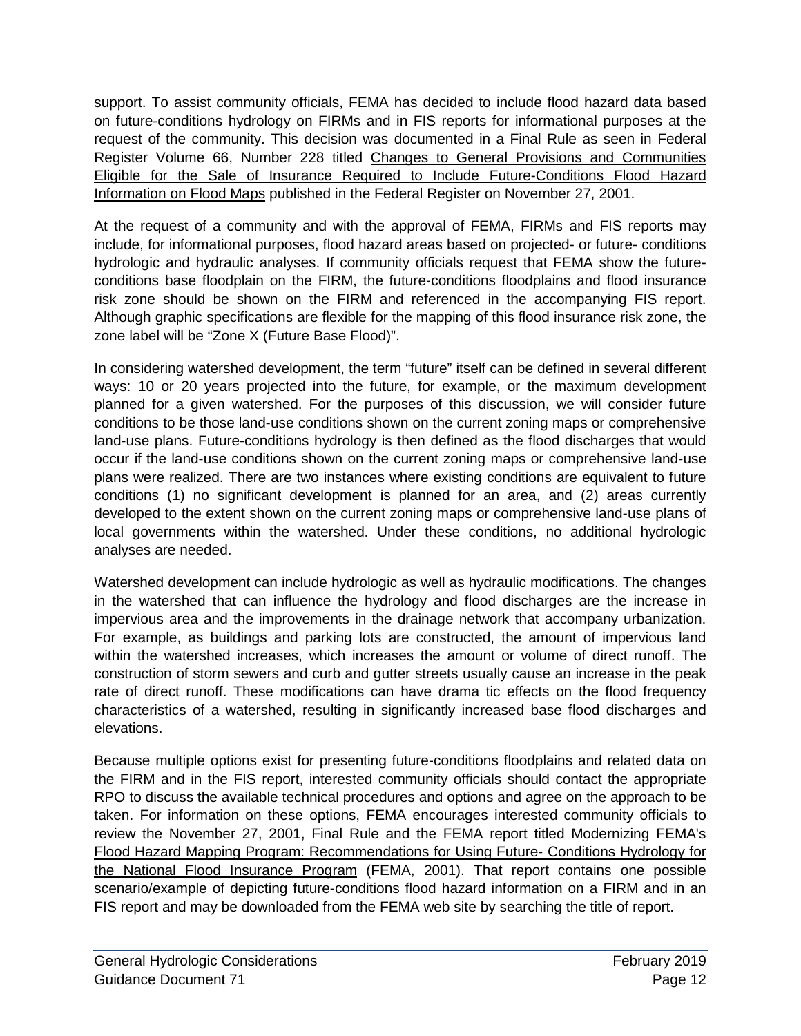support. To assist community officials, FEMA has decided to include flood hazard data based on future-conditions hydrology on FIRMs and in FIS reports for informational purposes at the request of the community. This decision was documented in a Final Rule as seen in Federal Register Volume 66, Number 228 titled Changes to General Provisions and Communities Eligible for the Sale of Insurance Required to Include Future-Conditions Flood Hazard Information on Flood Maps published in the Federal Register on November 27, 2001.

At the request of a community and with the approval of FEMA, FIRMs and FIS reports may include, for informational purposes, flood hazard areas based on projected- or future- conditions hydrologic and hydraulic analyses. If community officials request that FEMA show the future-conditions base floodplain on the FIRM, the future-conditions floodplains and flood insurance risk zone should be shown on the FIRM and referenced in the accompanying FIS report. Although graphic specifications are flexible for the mapping of this flood insurance risk zone, the zone label will be "Zone X (Future Base Flood)".

In considering watershed development, the term "future" itself can be defined in several different ways: 10 or 20 years projected into the future, for example, or the maximum development planned for a given watershed. For the purposes of this discussion, we will consider future conditions to be those land-use conditions shown on the current zoning maps or comprehensive land-use plans. Future-conditions hydrology is then defined as the flood discharges that would occur if the land-use conditions shown on the current zoning maps or comprehensive land-use plans were realized. There are two instances where existing conditions are equivalent to future conditions (1) no significant development is planned for an area, and (2) areas currently developed to the extent shown on the current zoning maps or comprehensive land-use plans of local governments within the watershed. Under these conditions, no additional hydrologic analyses are needed.

Watershed development can include hydrologic as well as hydraulic modifications. The changes in the watershed that can influence the hydrology and flood discharges are the increase in impervious area and the improvements in the drainage network that accompany urbanization. For example, as buildings and parking lots are constructed, the amount of impervious land within the watershed increases, which increases the amount or volume of direct runoff. The construction of storm sewers and curb and gutter streets usually cause an increase in the peak rate of direct runoff. These modifications can have drama tic effects on the flood frequency characteristics of a watershed, resulting in significantly increased base flood discharges and elevations.

Because multiple options exist for presenting future-conditions floodplains and related data on the FIRM and in the FIS report, interested community officials should contact the appropriate RPO to discuss the available technical procedures and options and agree on the approach to be taken. For information on these options, FEMA encourages interested community officials to review the November 27, 2001, Final Rule and the FEMA report titled Modernizing FEMA's Flood Hazard Mapping Program: Recommendations for Using Future- Conditions Hydrology for the National Flood Insurance Program (FEMA, 2001). That report contains one possible scenario/example of depicting future-conditions flood hazard information on a FIRM and in an FIS report and may be downloaded from the FEMA web site by searching the title of report.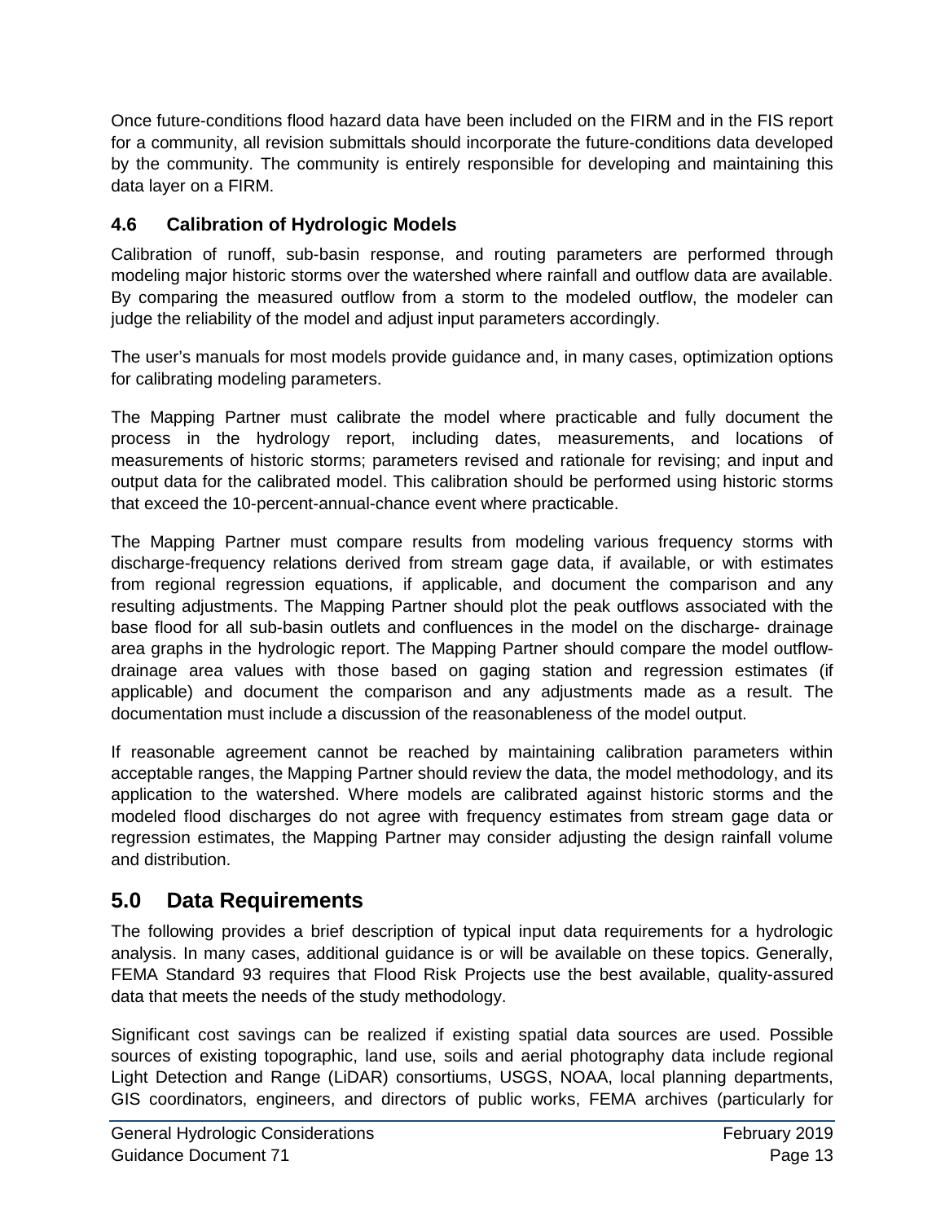Once future-conditions flood hazard data have been included on the FIRM and in the FIS report for a community, all revision submittals should incorporate the future-conditions data developed by the community. The community is entirely responsible for developing and maintaining this data layer on a FIRM.

### 4.6 Calibration of Hydrologic Models

Calibration of runoff, sub-basin response, and routing parameters are performed through modeling major historic storms over the watershed where rainfall and outflow data are available. By comparing the measured outflow from a storm to the modeled outflow, the modeler can judge the reliability of the model and adjust input parameters accordingly.

The user's manuals for most models provide guidance and, in many cases, optimization options for calibrating modeling parameters.

The Mapping Partner must calibrate the model where practicable and fully document the process in the hydrology report, including dates, measurements, and locations of measurements of historic storms; parameters revised and rationale for revising; and input and output data for the calibrated model. This calibration should be performed using historic storms that exceed the 10-percent-annual-chance event where practicable.

The Mapping Partner must compare results from modeling various frequency storms with discharge-frequency relations derived from stream gage data, if available, or with estimates from regional regression equations, if applicable, and document the comparison and any resulting adjustments. The Mapping Partner should plot the peak outflows associated with the base flood for all sub-basin outlets and confluences in the model on the discharge- drainage area graphs in the hydrologic report. The Mapping Partner should compare the model outflow-drainage area values with those based on gaging station and regression estimates (if applicable) and document the comparison and any adjustments made as a result. The documentation must include a discussion of the reasonableness of the model output.

If reasonable agreement cannot be reached by maintaining calibration parameters within acceptable ranges, the Mapping Partner should review the data, the model methodology, and its application to the watershed. Where models are calibrated against historic storms and the modeled flood discharges do not agree with frequency estimates from stream gage data or regression estimates, the Mapping Partner may consider adjusting the design rainfall volume and distribution.

## 5.0 Data Requirements

The following provides a brief description of typical input data requirements for a hydrologic analysis. In many cases, additional guidance is or will be available on these topics. Generally, FEMA Standard 93 requires that Flood Risk Projects use the best available, quality-assured data that meets the needs of the study methodology.

Significant cost savings can be realized if existing spatial data sources are used. Possible sources of existing topographic, land use, soils and aerial photography data include regional Light Detection and Range (LiDAR) consortiums, USGS, NOAA, local planning departments, GIS coordinators, engineers, and directors of public works, FEMA archives (particularly for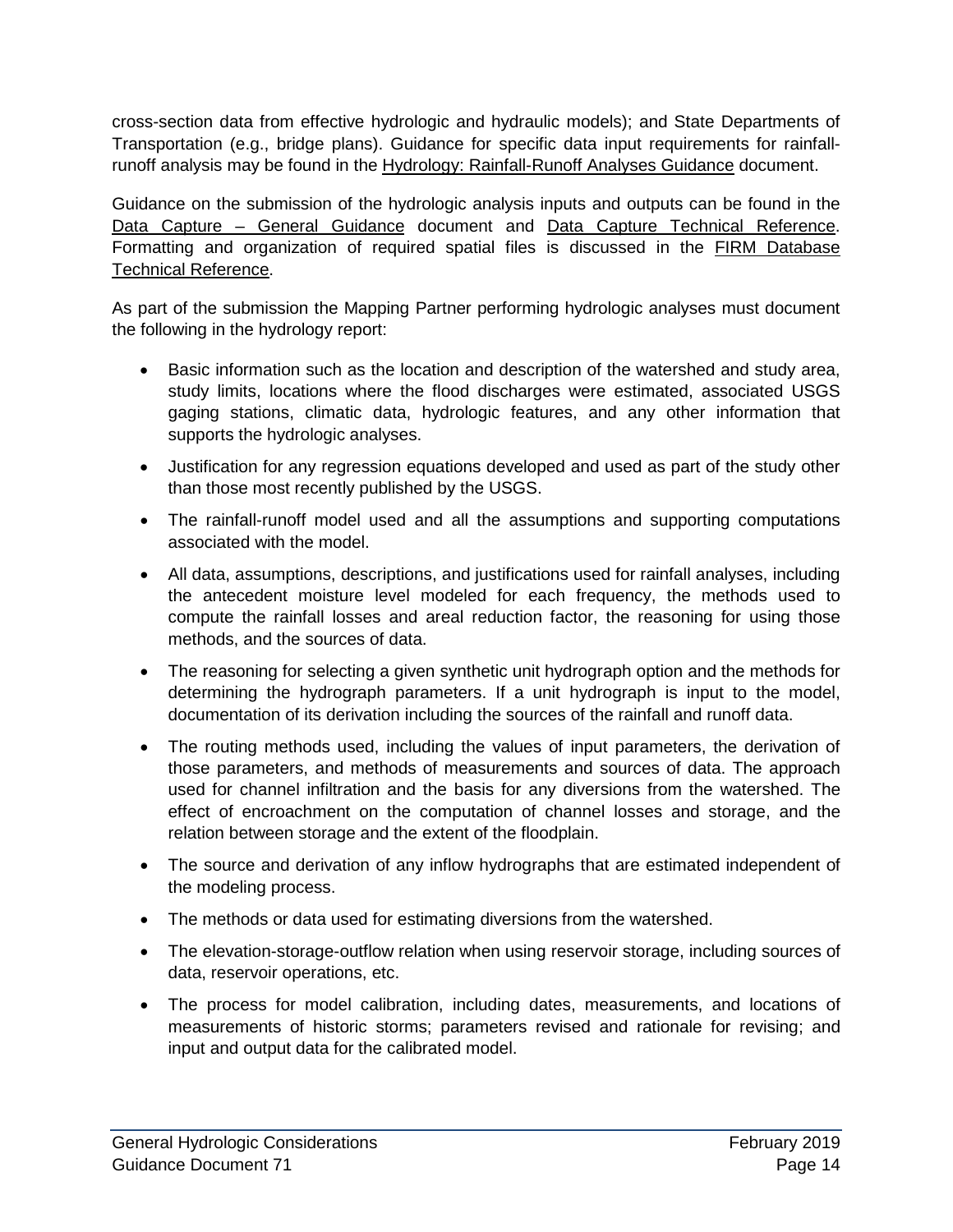cross-section data from effective hydrologic and hydraulic models); and State Departments of Transportation (e.g., bridge plans). Guidance for specific data input requirements for rainfall-runoff analysis may be found in the Hydrology: Rainfall-Runoff Analyses Guidance document.

Guidance on the submission of the hydrologic analysis inputs and outputs can be found in the Data Capture – General Guidance document and Data Capture Technical Reference. Formatting and organization of required spatial files is discussed in the FIRM Database Technical Reference.

As part of the submission the Mapping Partner performing hydrologic analyses must document the following in the hydrology report:

- Basic information such as the location and description of the watershed and study area, study limits, locations where the flood discharges were estimated, associated USGS gaging stations, climatic data, hydrologic features, and any other information that supports the hydrologic analyses.
- Justification for any regression equations developed and used as part of the study other than those most recently published by the USGS.
- The rainfall-runoff model used and all the assumptions and supporting computations associated with the model.
- All data, assumptions, descriptions, and justifications used for rainfall analyses, including the antecedent moisture level modeled for each frequency, the methods used to compute the rainfall losses and areal reduction factor, the reasoning for using those methods, and the sources of data.
- The reasoning for selecting a given synthetic unit hydrograph option and the methods for determining the hydrograph parameters. If a unit hydrograph is input to the model, documentation of its derivation including the sources of the rainfall and runoff data.
- The routing methods used, including the values of input parameters, the derivation of those parameters, and methods of measurements and sources of data. The approach used for channel infiltration and the basis for any diversions from the watershed. The effect of encroachment on the computation of channel losses and storage, and the relation between storage and the extent of the floodplain.
- The source and derivation of any inflow hydrographs that are estimated independent of the modeling process.
- The methods or data used for estimating diversions from the watershed.
- The elevation-storage-outflow relation when using reservoir storage, including sources of data, reservoir operations, etc.
- The process for model calibration, including dates, measurements, and locations of measurements of historic storms; parameters revised and rationale for revising; and input and output data for the calibrated model.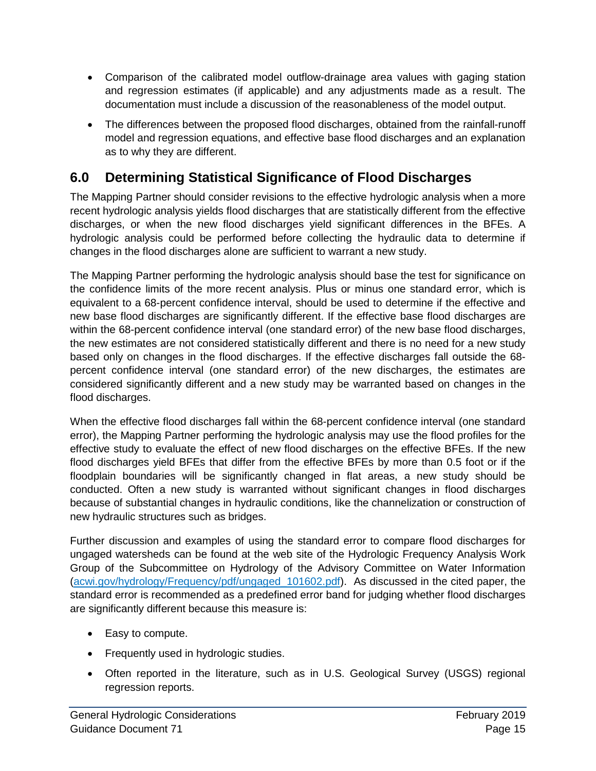- Comparison of the calibrated model outflow-drainage area values with gaging station and regression estimates (if applicable) and any adjustments made as a result. The documentation must include a discussion of the reasonableness of the model output.
- The differences between the proposed flood discharges, obtained from the rainfall-runoff model and regression equations, and effective base flood discharges and an explanation as to why they are different.

## 6.0 Determining Statistical Significance of Flood Discharges

The Mapping Partner should consider revisions to the effective hydrologic analysis when a more recent hydrologic analysis yields flood discharges that are statistically different from the effective discharges, or when the new flood discharges yield significant differences in the BFEs. A hydrologic analysis could be performed before collecting the hydraulic data to determine if changes in the flood discharges alone are sufficient to warrant a new study.

The Mapping Partner performing the hydrologic analysis should base the test for significance on the confidence limits of the more recent analysis. Plus or minus one standard error, which is equivalent to a 68-percent confidence interval, should be used to determine if the effective and new base flood discharges are significantly different. If the effective base flood discharges are within the 68-percent confidence interval (one standard error) of the new base flood discharges, the new estimates are not considered statistically different and there is no need for a new study based only on changes in the flood discharges. If the effective discharges fall outside the 68-percent confidence interval (one standard error) of the new discharges, the estimates are considered significantly different and a new study may be warranted based on changes in the flood discharges.

When the effective flood discharges fall within the 68-percent confidence interval (one standard error), the Mapping Partner performing the hydrologic analysis may use the flood profiles for the effective study to evaluate the effect of new flood discharges on the effective BFEs. If the new flood discharges yield BFEs that differ from the effective BFEs by more than 0.5 foot or if the floodplain boundaries will be significantly changed in flat areas, a new study should be conducted. Often a new study is warranted without significant changes in flood discharges because of substantial changes in hydraulic conditions, like the channelization or construction of new hydraulic structures such as bridges.

Further discussion and examples of using the standard error to compare flood discharges for ungaged watersheds can be found at the web site of the Hydrologic Frequency Analysis Work Group of the Subcommittee on Hydrology of the Advisory Committee on Water Information (acwi.gov/hydrology/Frequency/pdf/ungaged_101602.pdf). As discussed in the cited paper, the standard error is recommended as a predefined error band for judging whether flood discharges are significantly different because this measure is:

- Easy to compute.
- Frequently used in hydrologic studies.
- Often reported in the literature, such as in U.S. Geological Survey (USGS) regional regression reports.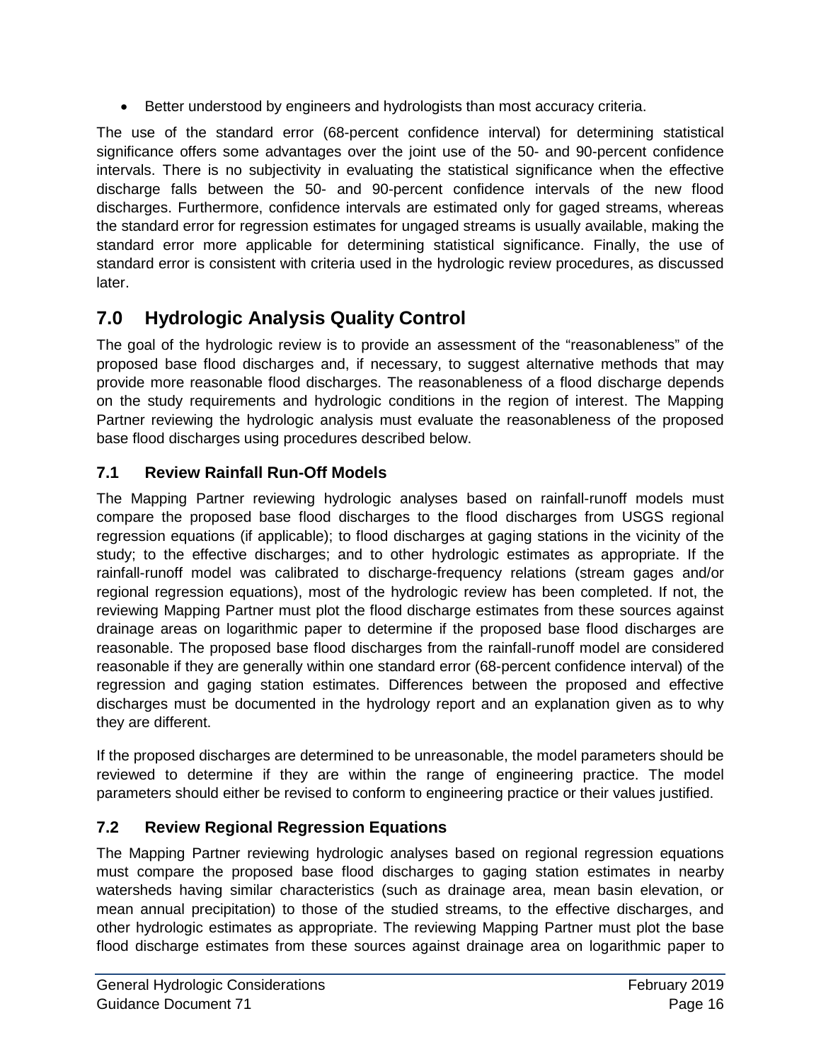- Better understood by engineers and hydrologists than most accuracy criteria.

The use of the standard error (68-percent confidence interval) for determining statistical significance offers some advantages over the joint use of the 50- and 90-percent confidence intervals. There is no subjectivity in evaluating the statistical significance when the effective discharge falls between the 50- and 90-percent confidence intervals of the new flood discharges. Furthermore, confidence intervals are estimated only for gaged streams, whereas the standard error for regression estimates for ungaged streams is usually available, making the standard error more applicable for determining statistical significance. Finally, the use of standard error is consistent with criteria used in the hydrologic review procedures, as discussed later.

# 7.0 Hydrologic Analysis Quality Control

The goal of the hydrologic review is to provide an assessment of the "reasonableness" of the proposed base flood discharges and, if necessary, to suggest alternative methods that may provide more reasonable flood discharges. The reasonableness of a flood discharge depends on the study requirements and hydrologic conditions in the region of interest. The Mapping Partner reviewing the hydrologic analysis must evaluate the reasonableness of the proposed base flood discharges using procedures described below.

## 7.1 Review Rainfall Run-Off Models

The Mapping Partner reviewing hydrologic analyses based on rainfall-runoff models must compare the proposed base flood discharges to the flood discharges from USGS regional regression equations (if applicable); to flood discharges at gaging stations in the vicinity of the study; to the effective discharges; and to other hydrologic estimates as appropriate. If the rainfall-runoff model was calibrated to discharge-frequency relations (stream gages and/or regional regression equations), most of the hydrologic review has been completed. If not, the reviewing Mapping Partner must plot the flood discharge estimates from these sources against drainage areas on logarithmic paper to determine if the proposed base flood discharges are reasonable. The proposed base flood discharges from the rainfall-runoff model are considered reasonable if they are generally within one standard error (68-percent confidence interval) of the regression and gaging station estimates. Differences between the proposed and effective discharges must be documented in the hydrology report and an explanation given as to why they are different.

If the proposed discharges are determined to be unreasonable, the model parameters should be reviewed to determine if they are within the range of engineering practice. The model parameters should either be revised to conform to engineering practice or their values justified.

## 7.2 Review Regional Regression Equations

The Mapping Partner reviewing hydrologic analyses based on regional regression equations must compare the proposed base flood discharges to gaging station estimates in nearby watersheds having similar characteristics (such as drainage area, mean basin elevation, or mean annual precipitation) to those of the studied streams, to the effective discharges, and other hydrologic estimates as appropriate. The reviewing Mapping Partner must plot the base flood discharge estimates from these sources against drainage area on logarithmic paper to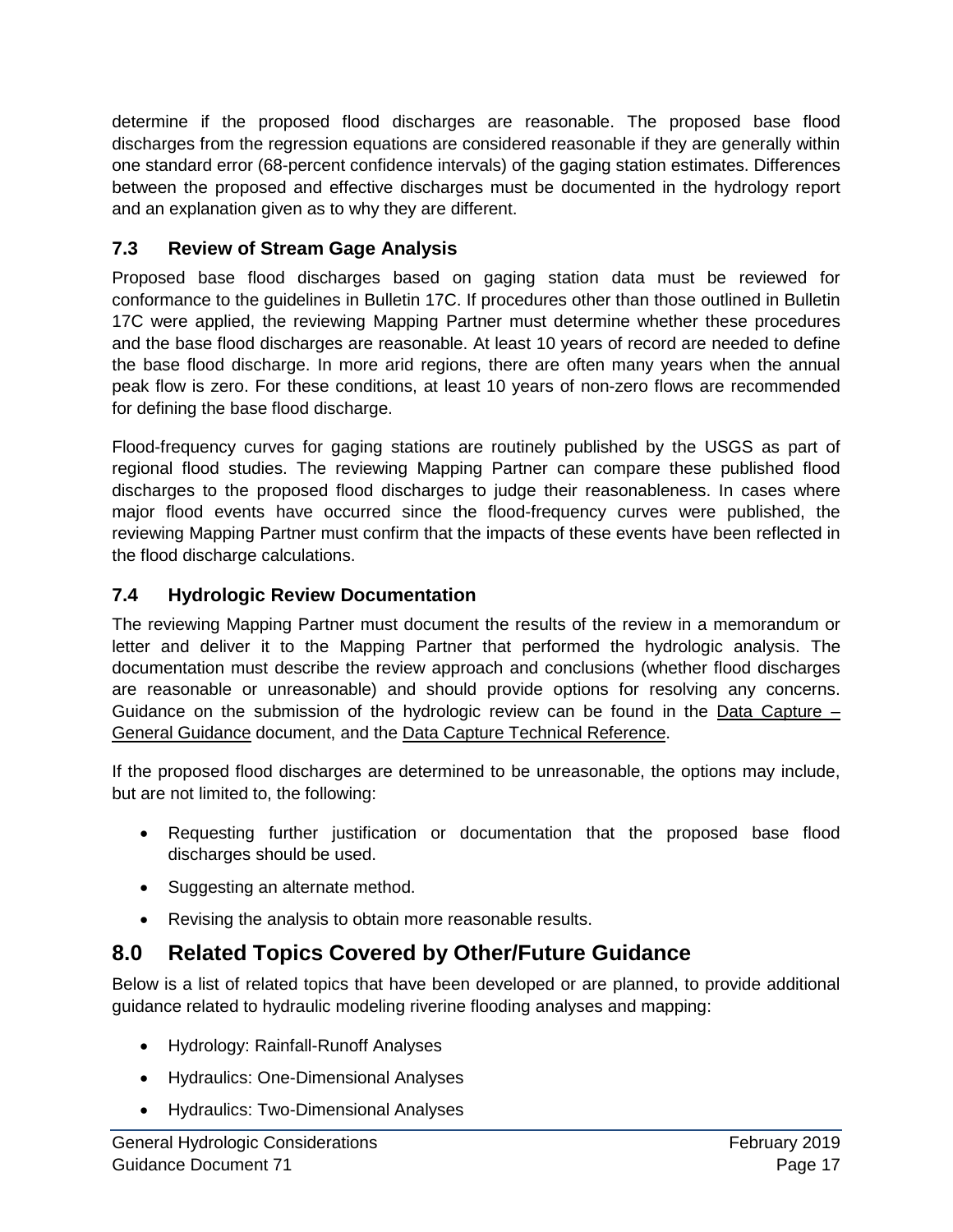determine if the proposed flood discharges are reasonable. The proposed base flood discharges from the regression equations are considered reasonable if they are generally within one standard error (68-percent confidence intervals) of the gaging station estimates. Differences between the proposed and effective discharges must be documented in the hydrology report and an explanation given as to why they are different.

### 7.3 Review of Stream Gage Analysis

Proposed base flood discharges based on gaging station data must be reviewed for conformance to the guidelines in Bulletin 17C. If procedures other than those outlined in Bulletin 17C were applied, the reviewing Mapping Partner must determine whether these procedures and the base flood discharges are reasonable. At least 10 years of record are needed to define the base flood discharge. In more arid regions, there are often many years when the annual peak flow is zero. For these conditions, at least 10 years of non-zero flows are recommended for defining the base flood discharge.

Flood-frequency curves for gaging stations are routinely published by the USGS as part of regional flood studies. The reviewing Mapping Partner can compare these published flood discharges to the proposed flood discharges to judge their reasonableness. In cases where major flood events have occurred since the flood-frequency curves were published, the reviewing Mapping Partner must confirm that the impacts of these events have been reflected in the flood discharge calculations.

### 7.4 Hydrologic Review Documentation

The reviewing Mapping Partner must document the results of the review in a memorandum or letter and deliver it to the Mapping Partner that performed the hydrologic analysis. The documentation must describe the review approach and conclusions (whether flood discharges are reasonable or unreasonable) and should provide options for resolving any concerns. Guidance on the submission of the hydrologic review can be found in the Data Capture – General Guidance document, and the Data Capture Technical Reference.

If the proposed flood discharges are determined to be unreasonable, the options may include, but are not limited to, the following:

- Requesting further justification or documentation that the proposed base flood discharges should be used.
- Suggesting an alternate method.
- Revising the analysis to obtain more reasonable results.

## 8.0 Related Topics Covered by Other/Future Guidance

Below is a list of related topics that have been developed or are planned, to provide additional guidance related to hydraulic modeling riverine flooding analyses and mapping:

- Hydrology: Rainfall-Runoff Analyses
- Hydraulics: One-Dimensional Analyses
- Hydraulics: Two-Dimensional Analyses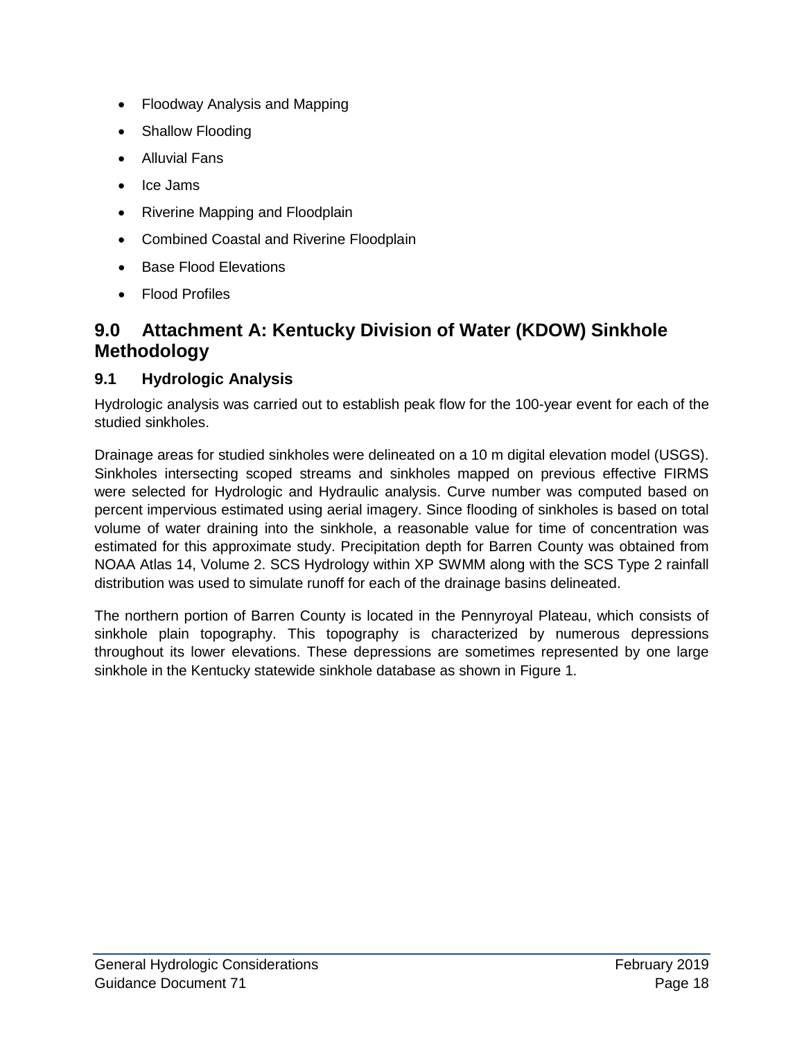- Floodway Analysis and Mapping
- Shallow Flooding
- Alluvial Fans
- Ice Jams
- Riverine Mapping and Floodplain
- Combined Coastal and Riverine Floodplain
- Base Flood Elevations
- Flood Profiles

# 9.0 Attachment A: Kentucky Division of Water (KDOW) Sinkhole Methodology

## 9.1 Hydrologic Analysis

Hydrologic analysis was carried out to establish peak flow for the 100-year event for each of the studied sinkholes.

Drainage areas for studied sinkholes were delineated on a 10 m digital elevation model (USGS). Sinkholes intersecting scoped streams and sinkholes mapped on previous effective FIRMS were selected for Hydrologic and Hydraulic analysis. Curve number was computed based on percent impervious estimated using aerial imagery. Since flooding of sinkholes is based on total volume of water draining into the sinkhole, a reasonable value for time of concentration was estimated for this approximate study. Precipitation depth for Barren County was obtained from NOAA Atlas 14, Volume 2. SCS Hydrology within XP SWMM along with the SCS Type 2 rainfall distribution was used to simulate runoff for each of the drainage basins delineated.

The northern portion of Barren County is located in the Pennyroyal Plateau, which consists of sinkhole plain topography. This topography is characterized by numerous depressions throughout its lower elevations. These depressions are sometimes represented by one large sinkhole in the Kentucky statewide sinkhole database as shown in Figure 1.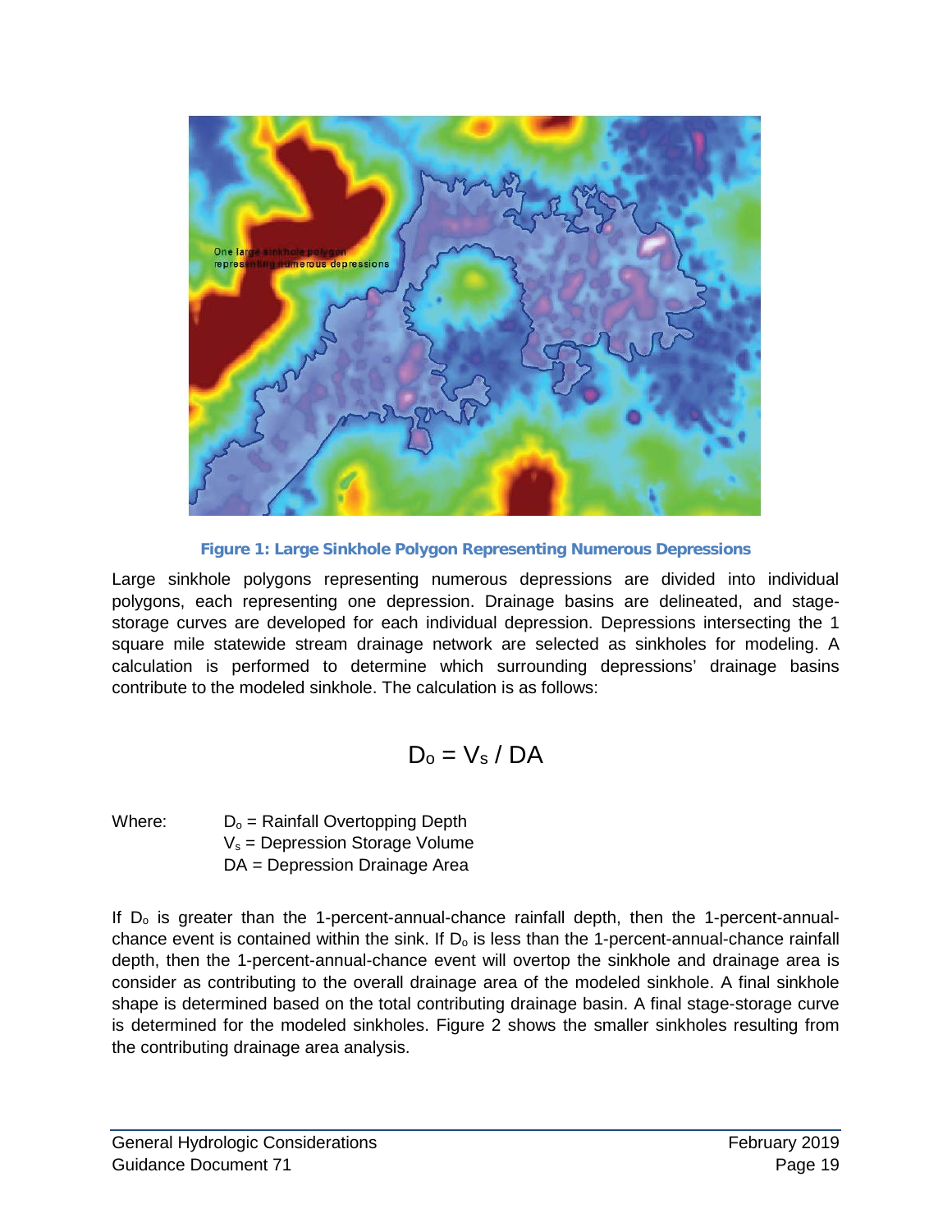Figure 1: Large Sinkhole Polygon Representing Numerous Depressions

Large sinkhole polygons representing numerous depressions are divided into individual polygons, each representing one depression. Drainage basins are delineated, and stage-storage curves are developed for each individual depression. Depressions intersecting the 1 square mile statewide stream drainage network are selected as sinkholes for modeling. A calculation is performed to determine which surrounding depressions' drainage basins contribute to the modeled sinkhole. The calculation is as follows:

$$D_o = V_s / DA$$

Where:
- $D_o$ = Rainfall Overtopping Depth
- $V_s$ = Depression Storage Volume
- $DA$ = Depression Drainage Area

If $D_o$ is greater than the 1-percent-annual-chance rainfall depth, then the 1-percent-annual-chance event is contained within the sink. If $D_o$ is less than the 1-percent-annual-chance rainfall depth, then the 1-percent-annual-chance event will overtop the sinkhole and drainage area is consider as contributing to the overall drainage area of the modeled sinkhole. A final sinkhole shape is determined based on the total contributing drainage basin. A final stage-storage curve is determined for the modeled sinkholes. Figure 2 shows the smaller sinkholes resulting from the contributing drainage area analysis.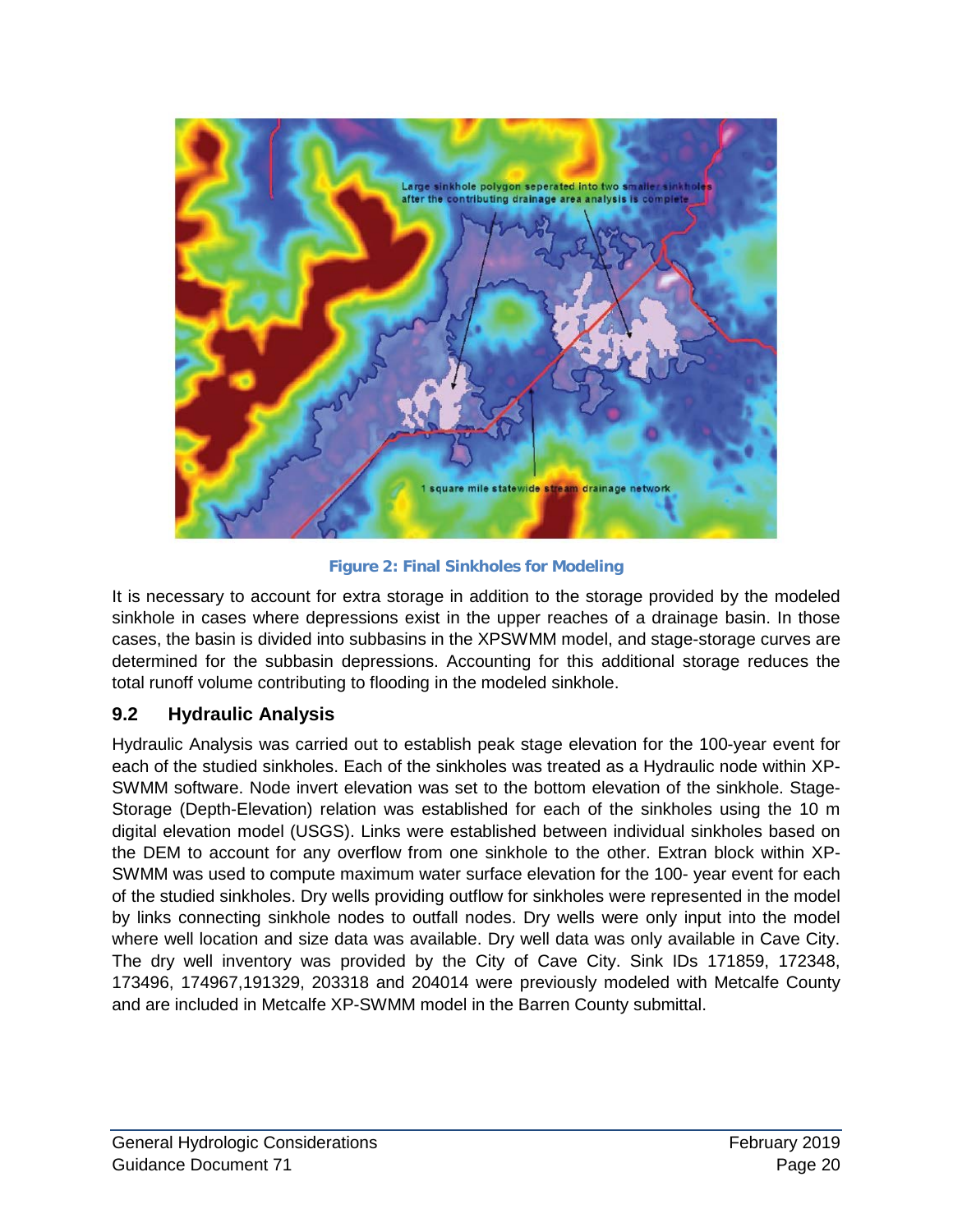Large sinkhole polygon seperated into two smaller sinkholes after the contributing drainage area analysis is complete

1 square mile statewide stream drainage network

Figure 2: Final Sinkholes for Modeling

It is necessary to account for extra storage in addition to the storage provided by the modeled sinkhole in cases where depressions exist in the upper reaches of a drainage basin. In those cases, the basin is divided into subbasins in the XPSWMM model, and stage-storage curves are determined for the subbasin depressions. Accounting for this additional storage reduces the total runoff volume contributing to flooding in the modeled sinkhole.

## 9.2 Hydraulic Analysis

Hydraulic Analysis was carried out to establish peak stage elevation for the 100-year event for each of the studied sinkholes. Each of the sinkholes was treated as a Hydraulic node within XP-SWMM software. Node invert elevation was set to the bottom elevation of the sinkhole. Stage-Storage (Depth-Elevation) relation was established for each of the sinkholes using the 10 m digital elevation model (USGS). Links were established between individual sinkholes based on the DEM to account for any overflow from one sinkhole to the other. Extran block within XP-SWMM was used to compute maximum water surface elevation for the 100- year event for each of the studied sinkholes. Dry wells providing outflow for sinkholes were represented in the model by links connecting sinkhole nodes to outfall nodes. Dry wells were only input into the model where well location and size data was available. Dry well data was only available in Cave City. The dry well inventory was provided by the City of Cave City. Sink IDs 171859, 172348, 173496, 174967,191329, 203318 and 204014 were previously modeled with Metcalfe County and are included in Metcalfe XP-SWMM model in the Barren County submittal.